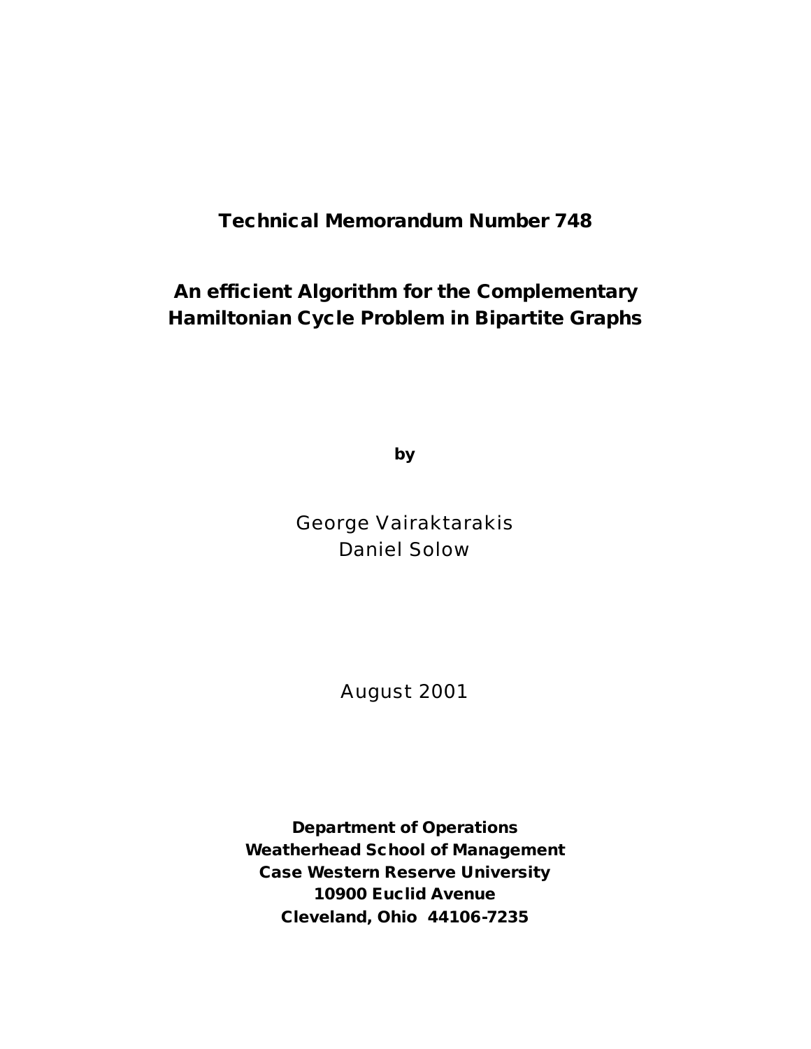**Technical Memorandum Number 748**

# An efficient Algorithm for the Complementary Hamiltonian Cycle Problem in Bipartite Graphs

**by**

George Vairaktarakis
Daniel Solow

August 2001

**Department of Operations**
**Weatherhead School of Management**
**Case Western Reserve University**
**10900 Euclid Avenue**
**Cleveland, Ohio 44106-7235**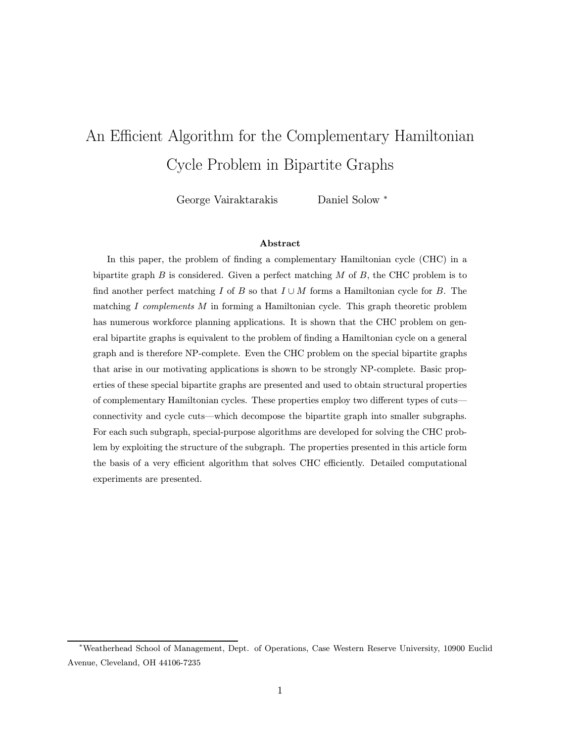# An Efficient Algorithm for the Complementary Hamiltonian Cycle Problem in Bipartite Graphs

George Vairaktarakis   Daniel Solow *

### Abstract

In this paper, the problem of finding a complementary Hamiltonian cycle (CHC) in a bipartite graph $B$ is considered. Given a perfect matching $M$ of $B$, the CHC problem is to find another perfect matching $I$ of $B$ so that $I \cup M$ forms a Hamiltonian cycle for $B$. The matching $I$ *complements* $M$ in forming a Hamiltonian cycle. This graph theoretic problem has numerous workforce planning applications. It is shown that the CHC problem on general bipartite graphs is equivalent to the problem of finding a Hamiltonian cycle on a general graph and is therefore NP-complete. Even the CHC problem on the special bipartite graphs that arise in our motivating applications is shown to be strongly NP-complete. Basic properties of these special bipartite graphs are presented and used to obtain structural properties of complementary Hamiltonian cycles. These properties employ two different types of cuts—connectivity and cycle cuts—which decompose the bipartite graph into smaller subgraphs. For each such subgraph, special-purpose algorithms are developed for solving the CHC problem by exploiting the structure of the subgraph. The properties presented in this article form the basis of a very efficient algorithm that solves CHC efficiently. Detailed computational experiments are presented.

---

*Weatherhead School of Management, Dept. of Operations, Case Western Reserve University, 10900 Euclid Avenue, Cleveland, OH 44106-7235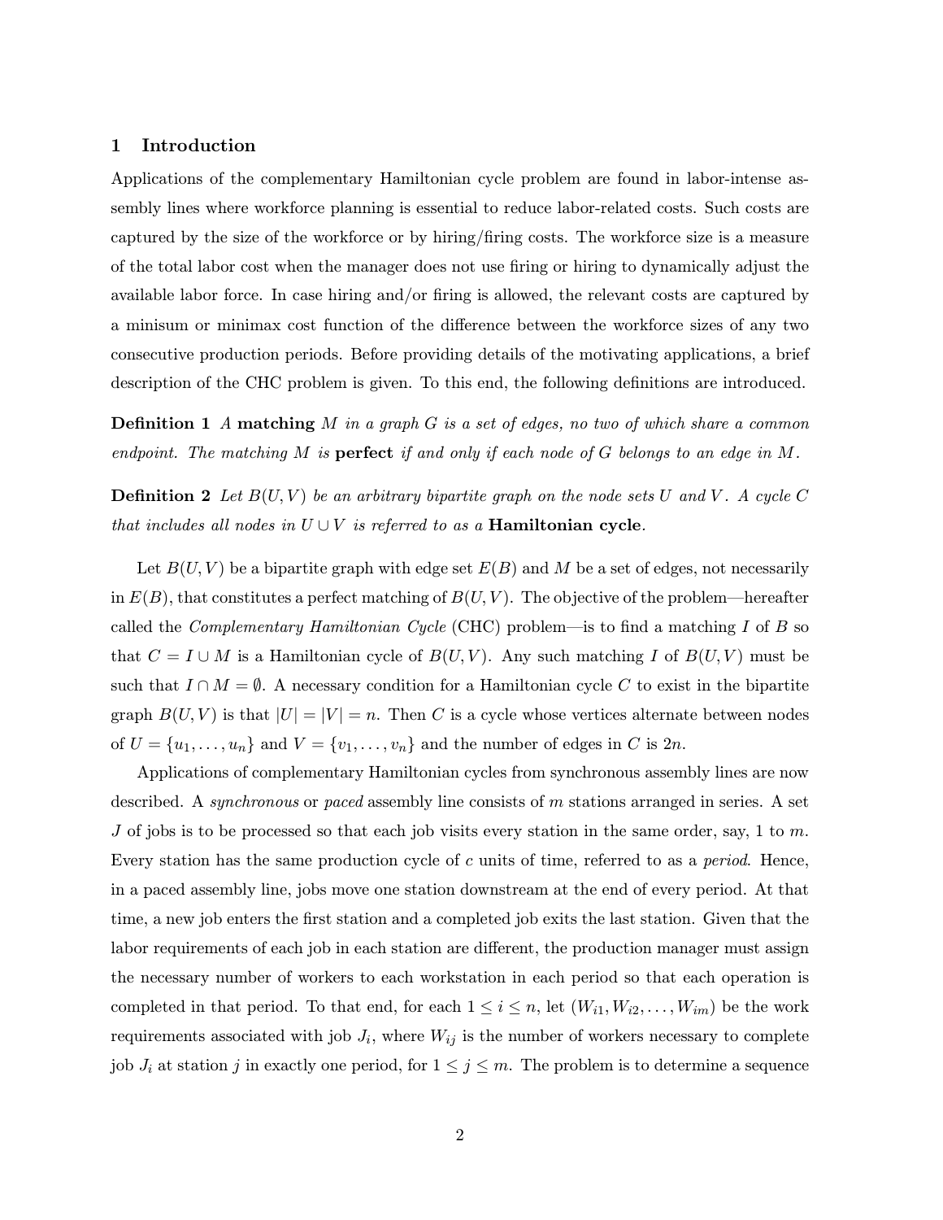## 1 Introduction

Applications of the complementary Hamiltonian cycle problem are found in labor-intense assembly lines where workforce planning is essential to reduce labor-related costs. Such costs are captured by the size of the workforce or by hiring/firing costs. The workforce size is a measure of the total labor cost when the manager does not use firing or hiring to dynamically adjust the available labor force. In case hiring and/or firing is allowed, the relevant costs are captured by a minisum or minimax cost function of the difference between the workforce sizes of any two consecutive production periods. Before providing details of the motivating applications, a brief description of the CHC problem is given. To this end, the following definitions are introduced.

**Definition 1** *A* **matching** *$M$ in a graph $G$ is a set of edges, no two of which share a common endpoint. The matching $M$ is* **perfect** *if and only if each node of $G$ belongs to an edge in $M$.*

**Definition 2** *Let $B(U, V)$ be an arbitrary bipartite graph on the node sets $U$ and $V$. A cycle $C$ that includes all nodes in $U \cup V$ is referred to as a* **Hamiltonian cycle***.*

Let $B(U, V)$ be a bipartite graph with edge set $E(B)$ and $M$ be a set of edges, not necessarily in $E(B)$, that constitutes a perfect matching of $B(U, V)$. The objective of the problem—hereafter called the *Complementary Hamiltonian Cycle* (CHC) problem—is to find a matching $I$ of $B$ so that $C = I \cup M$ is a Hamiltonian cycle of $B(U, V)$. Any such matching $I$ of $B(U, V)$ must be such that $I \cap M = \emptyset$. A necessary condition for a Hamiltonian cycle $C$ to exist in the bipartite graph $B(U, V)$ is that $|U| = |V| = n$. Then $C$ is a cycle whose vertices alternate between nodes of $U = \{u_1, \ldots, u_n\}$ and $V = \{v_1, \ldots, v_n\}$ and the number of edges in $C$ is $2n$.

Applications of complementary Hamiltonian cycles from synchronous assembly lines are now described. A *synchronous* or *paced* assembly line consists of $m$ stations arranged in series. A set $J$ of jobs is to be processed so that each job visits every station in the same order, say, 1 to $m$. Every station has the same production cycle of $c$ units of time, referred to as a *period*. Hence, in a paced assembly line, jobs move one station downstream at the end of every period. At that time, a new job enters the first station and a completed job exits the last station. Given that the labor requirements of each job in each station are different, the production manager must assign the necessary number of workers to each workstation in each period so that each operation is completed in that period. To that end, for each $1 \leq i \leq n$, let $(W_{i1}, W_{i2}, \ldots, W_{im})$ be the work requirements associated with job $J_i$, where $W_{ij}$ is the number of workers necessary to complete job $J_i$ at station $j$ in exactly one period, for $1 \leq j \leq m$. The problem is to determine a sequence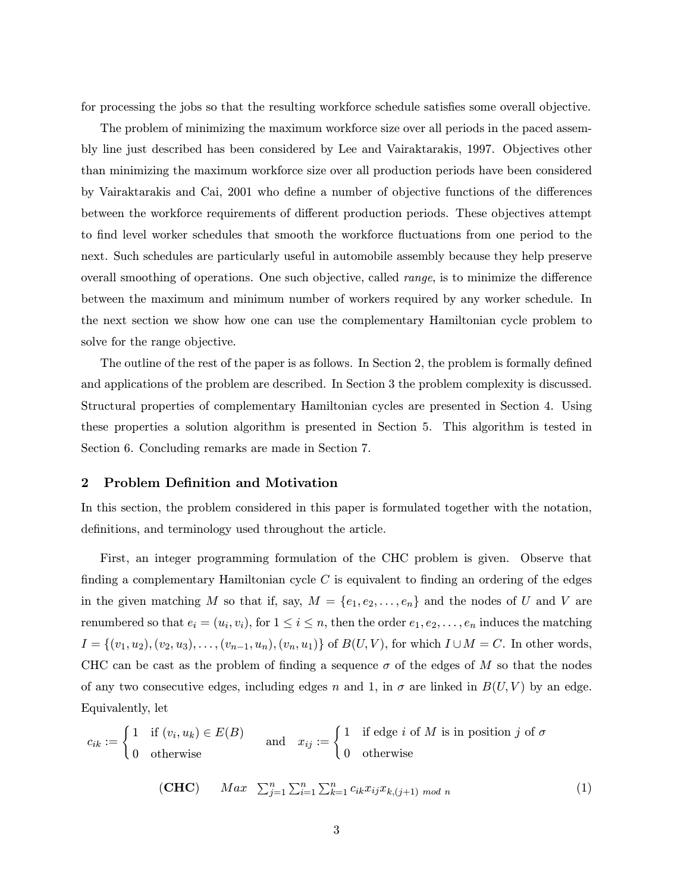for processing the jobs so that the resulting workforce schedule satisfies some overall objective.

The problem of minimizing the maximum workforce size over all periods in the paced assembly line just described has been considered by Lee and Vairaktarakis, 1997. Objectives other than minimizing the maximum workforce size over all production periods have been considered by Vairaktarakis and Cai, 2001 who define a number of objective functions of the differences between the workforce requirements of different production periods. These objectives attempt to find level worker schedules that smooth the workforce fluctuations from one period to the next. Such schedules are particularly useful in automobile assembly because they help preserve overall smoothing of operations. One such objective, called *range*, is to minimize the difference between the maximum and minimum number of workers required by any worker schedule. In the next section we show how one can use the complementary Hamiltonian cycle problem to solve for the range objective.

The outline of the rest of the paper is as follows. In Section 2, the problem is formally defined and applications of the problem are described. In Section 3 the problem complexity is discussed. Structural properties of complementary Hamiltonian cycles are presented in Section 4. Using these properties a solution algorithm is presented in Section 5. This algorithm is tested in Section 6. Concluding remarks are made in Section 7.

## 2 Problem Definition and Motivation

In this section, the problem considered in this paper is formulated together with the notation, definitions, and terminology used throughout the article.

First, an integer programming formulation of the CHC problem is given. Observe that finding a complementary Hamiltonian cycle $C$ is equivalent to finding an ordering of the edges in the given matching $M$ so that if, say, $M = \{e_1, e_2, \ldots, e_n\}$ and the nodes of $U$ and $V$ are renumbered so that $e_i = (u_i, v_i)$, for $1 \leq i \leq n$, then the order $e_1, e_2, \ldots, e_n$ induces the matching $I = \{(v_1, u_2), (v_2, u_3), \ldots, (v_{n-1}, u_n), (v_n, u_1)\}$ of $B(U, V)$, for which $I \cup M = C$. In other words, CHC can be cast as the problem of finding a sequence $\sigma$ of the edges of $M$ so that the nodes of any two consecutive edges, including edges $n$ and 1, in $\sigma$ are linked in $B(U, V)$ by an edge. Equivalently, let

$$c_{ik} := \begin{cases} 1 & \text{if } (v_i, u_k) \in E(B) \\ 0 & \text{otherwise} \end{cases} \quad \text{and} \quad x_{ij} := \begin{cases} 1 & \text{if edge } i \text{ of } M \text{ is in position } j \text{ of } \sigma \\ 0 & \text{otherwise} \end{cases}$$

$$(\mathbf{CHC}) \qquad Max \;\; \sum_{j=1}^{n} \sum_{i=1}^{n} \sum_{k=1}^{n} c_{ik} x_{ij} x_{k,(j+1) \; mod \; n} \tag{1}$$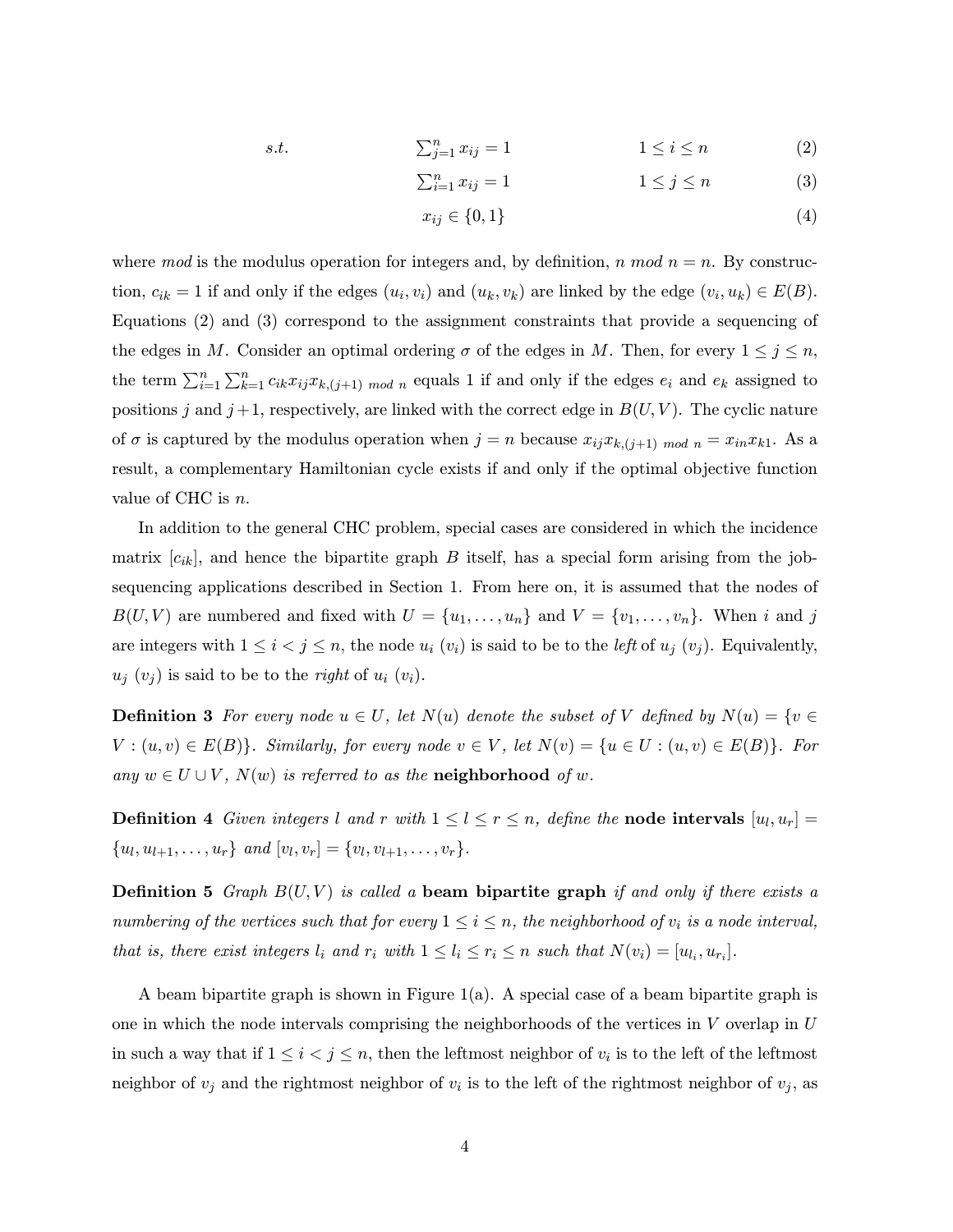$$
\begin{aligned}
s.t. \qquad & \textstyle\sum_{j=1}^{n} x_{ij} = 1 \qquad & 1 \le i \le n \qquad & (2)\\
& \textstyle\sum_{i=1}^{n} x_{ij} = 1 \qquad & 1 \le j \le n \qquad & (3)\\
& x_{ij} \in \{0, 1\} \qquad & & (4)
\end{aligned}
$$

where *mod* is the modulus operation for integers and, by definition, $n \bmod n = n$. By construction, $c_{ik} = 1$ if and only if the edges $(u_i, v_i)$ and $(u_k, v_k)$ are linked by the edge $(v_i, u_k) \in E(B)$. Equations (2) and (3) correspond to the assignment constraints that provide a sequencing of the edges in $M$. Consider an optimal ordering $\sigma$ of the edges in $M$. Then, for every $1 \le j \le n$, the term $\sum_{i=1}^{n} \sum_{k=1}^{n} c_{ik} x_{ij} x_{k,(j+1) \bmod n}$ equals 1 if and only if the edges $e_i$ and $e_k$ assigned to positions $j$ and $j+1$, respectively, are linked with the correct edge in $B(U, V)$. The cyclic nature of $\sigma$ is captured by the modulus operation when $j = n$ because $x_{ij} x_{k,(j+1) \bmod n} = x_{in} x_{k1}$. As a result, a complementary Hamiltonian cycle exists if and only if the optimal objective function value of CHC is $n$.

In addition to the general CHC problem, special cases are considered in which the incidence matrix $[c_{ik}]$, and hence the bipartite graph $B$ itself, has a special form arising from the job-sequencing applications described in Section 1. From here on, it is assumed that the nodes of $B(U, V)$ are numbered and fixed with $U = \{u_1, \ldots, u_n\}$ and $V = \{v_1, \ldots, v_n\}$. When $i$ and $j$ are integers with $1 \le i < j \le n$, the node $u_i$ ($v_i$) is said to be to the *left* of $u_j$ ($v_j$). Equivalently, $u_j$ ($v_j$) is said to be to the *right* of $u_i$ ($v_i$).

**Definition 3** *For every node $u \in U$, let $N(u)$ denote the subset of $V$ defined by $N(u) = \{v \in V : (u, v) \in E(B)\}$. Similarly, for every node $v \in V$, let $N(v) = \{u \in U : (u, v) \in E(B)\}$. For any $w \in U \cup V$, $N(w)$ is referred to as the* **neighborhood** *of $w$.*

**Definition 4** *Given integers $l$ and $r$ with $1 \le l \le r \le n$, define the* **node intervals** *$[u_l, u_r] = \{u_l, u_{l+1}, \ldots, u_r\}$ and $[v_l, v_r] = \{v_l, v_{l+1}, \ldots, v_r\}$.*

**Definition 5** *Graph $B(U, V)$ is called a* **beam bipartite graph** *if and only if there exists a numbering of the vertices such that for every $1 \le i \le n$, the neighborhood of $v_i$ is a node interval, that is, there exist integers $l_i$ and $r_i$ with $1 \le l_i \le r_i \le n$ such that $N(v_i) = [u_{l_i}, u_{r_i}]$.*

A beam bipartite graph is shown in Figure 1(a). A special case of a beam bipartite graph is one in which the node intervals comprising the neighborhoods of the vertices in $V$ overlap in $U$ in such a way that if $1 \le i < j \le n$, then the leftmost neighbor of $v_i$ is to the left of the leftmost neighbor of $v_j$ and the rightmost neighbor of $v_i$ is to the left of the rightmost neighbor of $v_j$, as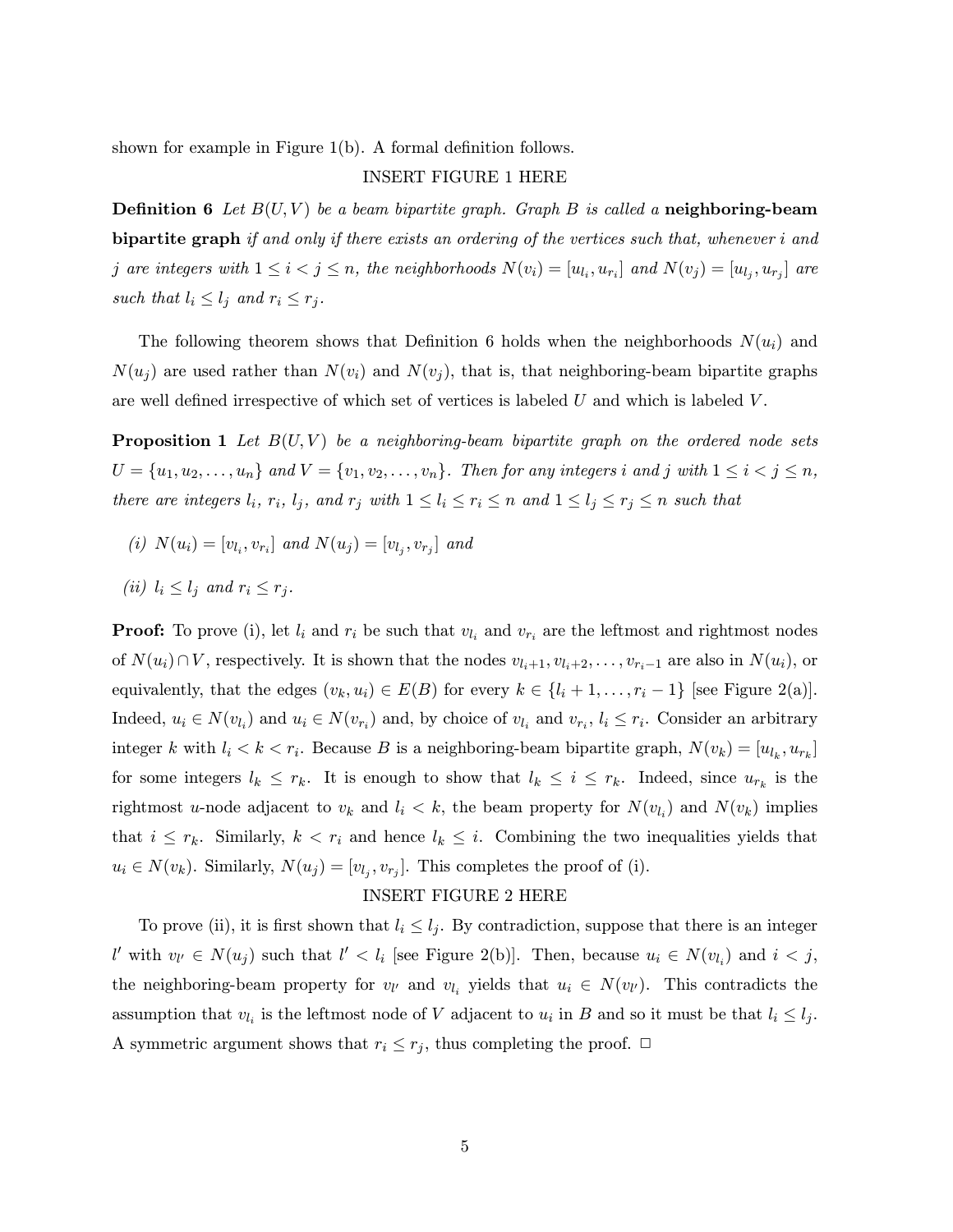shown for example in Figure 1(b). A formal definition follows.

INSERT FIGURE 1 HERE

**Definition 6** *Let $B(U, V)$ be a beam bipartite graph. Graph $B$ is called a* **neighboring-beam bipartite graph** *if and only if there exists an ordering of the vertices such that, whenever $i$ and $j$ are integers with $1 \leq i < j \leq n$, the neighborhoods $N(v_i) = [u_{l_i}, u_{r_i}]$ and $N(v_j) = [u_{l_j}, u_{r_j}]$ are such that $l_i \leq l_j$ and $r_i \leq r_j$.*

The following theorem shows that Definition 6 holds when the neighborhoods $N(u_i)$ and $N(u_j)$ are used rather than $N(v_i)$ and $N(v_j)$, that is, that neighboring-beam bipartite graphs are well defined irrespective of which set of vertices is labeled $U$ and which is labeled $V$.

**Proposition 1** *Let $B(U, V)$ be a neighboring-beam bipartite graph on the ordered node sets $U = \{u_1, u_2, \ldots, u_n\}$ and $V = \{v_1, v_2, \ldots, v_n\}$. Then for any integers $i$ and $j$ with $1 \leq i < j \leq n$, there are integers $l_i$, $r_i$, $l_j$, and $r_j$ with $1 \leq l_i \leq r_i \leq n$ and $1 \leq l_j \leq r_j \leq n$ such that*

*(i) $N(u_i) = [v_{l_i}, v_{r_i}]$ and $N(u_j) = [v_{l_j}, v_{r_j}]$ and*

*(ii) $l_i \leq l_j$ and $r_i \leq r_j$.*

**Proof:** To prove (i), let $l_i$ and $r_i$ be such that $v_{l_i}$ and $v_{r_i}$ are the leftmost and rightmost nodes of $N(u_i) \cap V$, respectively. It is shown that the nodes $v_{l_i+1}, v_{l_i+2}, \ldots, v_{r_i-1}$ are also in $N(u_i)$, or equivalently, that the edges $(v_k, u_i) \in E(B)$ for every $k \in \{l_i + 1, \ldots, r_i - 1\}$ [see Figure 2(a)]. Indeed, $u_i \in N(v_{l_i})$ and $u_i \in N(v_{r_i})$ and, by choice of $v_{l_i}$ and $v_{r_i}$, $l_i \leq r_i$. Consider an arbitrary integer $k$ with $l_i < k < r_i$. Because $B$ is a neighboring-beam bipartite graph, $N(v_k) = [u_{l_k}, u_{r_k}]$ for some integers $l_k \leq r_k$. It is enough to show that $l_k \leq i \leq r_k$. Indeed, since $u_{r_k}$ is the rightmost $u$-node adjacent to $v_k$ and $l_i < k$, the beam property for $N(v_{l_i})$ and $N(v_k)$ implies that $i \leq r_k$. Similarly, $k < r_i$ and hence $l_k \leq i$. Combining the two inequalities yields that $u_i \in N(v_k)$. Similarly, $N(u_j) = [v_{l_j}, v_{r_j}]$. This completes the proof of (i).

INSERT FIGURE 2 HERE

To prove (ii), it is first shown that $l_i \leq l_j$. By contradiction, suppose that there is an integer $l'$ with $v_{l'} \in N(u_j)$ such that $l' < l_i$ [see Figure 2(b)]. Then, because $u_i \in N(v_{l_i})$ and $i < j$, the neighboring-beam property for $v_{l'}$ and $v_{l_i}$ yields that $u_i \in N(v_{l'})$. This contradicts the assumption that $v_{l_i}$ is the leftmost node of $V$ adjacent to $u_i$ in $B$ and so it must be that $l_i \leq l_j$. A symmetric argument shows that $r_i \leq r_j$, thus completing the proof. □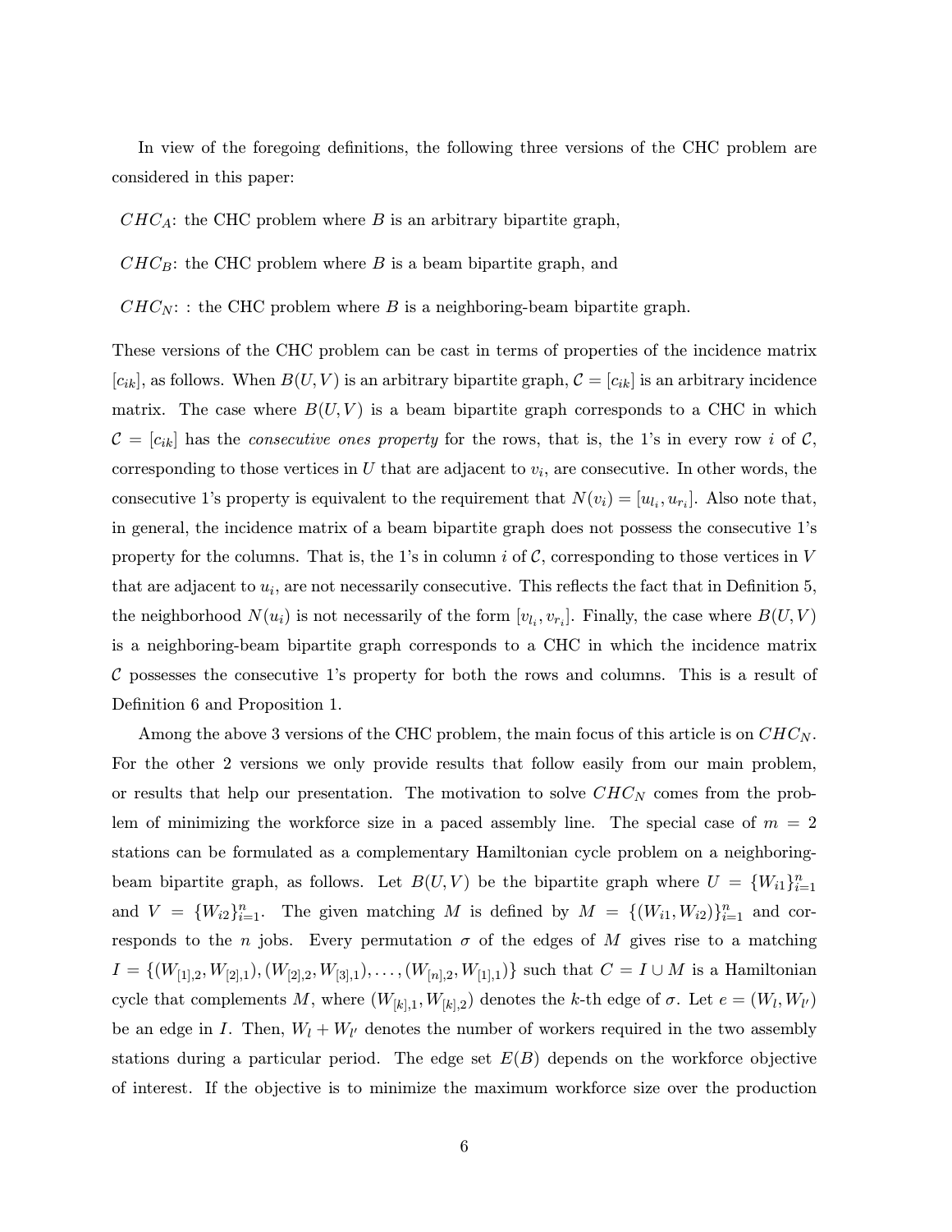In view of the foregoing definitions, the following three versions of the CHC problem are considered in this paper:

$CHC_A$: the CHC problem where $B$ is an arbitrary bipartite graph,

$CHC_B$: the CHC problem where $B$ is a beam bipartite graph, and

$CHC_N$: : the CHC problem where $B$ is a neighboring-beam bipartite graph.

These versions of the CHC problem can be cast in terms of properties of the incidence matrix $[c_{ik}]$, as follows. When $B(U, V)$ is an arbitrary bipartite graph, $\mathcal{C} = [c_{ik}]$ is an arbitrary incidence matrix. The case where $B(U, V)$ is a beam bipartite graph corresponds to a CHC in which $\mathcal{C} = [c_{ik}]$ has the *consecutive ones property* for the rows, that is, the 1's in every row $i$ of $\mathcal{C}$, corresponding to those vertices in $U$ that are adjacent to $v_i$, are consecutive. In other words, the consecutive 1's property is equivalent to the requirement that $N(v_i) = [u_{l_i}, u_{r_i}]$. Also note that, in general, the incidence matrix of a beam bipartite graph does not possess the consecutive 1's property for the columns. That is, the 1's in column $i$ of $\mathcal{C}$, corresponding to those vertices in $V$ that are adjacent to $u_i$, are not necessarily consecutive. This reflects the fact that in Definition 5, the neighborhood $N(u_i)$ is not necessarily of the form $[v_{l_i}, v_{r_i}]$. Finally, the case where $B(U, V)$ is a neighboring-beam bipartite graph corresponds to a CHC in which the incidence matrix $\mathcal{C}$ possesses the consecutive 1's property for both the rows and columns. This is a result of Definition 6 and Proposition 1.

Among the above 3 versions of the CHC problem, the main focus of this article is on $CHC_N$. For the other 2 versions we only provide results that follow easily from our main problem, or results that help our presentation. The motivation to solve $CHC_N$ comes from the problem of minimizing the workforce size in a paced assembly line. The special case of $m = 2$ stations can be formulated as a complementary Hamiltonian cycle problem on a neighboring-beam bipartite graph, as follows. Let $B(U, V)$ be the bipartite graph where $U = \{W_{i1}\}_{i=1}^n$ and $V = \{W_{i2}\}_{i=1}^n$. The given matching $M$ is defined by $M = \{(W_{i1}, W_{i2})\}_{i=1}^n$ and corresponds to the $n$ jobs. Every permutation $\sigma$ of the edges of $M$ gives rise to a matching $I = \{(W_{[1],2}, W_{[2],1}), (W_{[2],2}, W_{[3],1}), \ldots, (W_{[n],2}, W_{[1],1})\}$ such that $C = I \cup M$ is a Hamiltonian cycle that complements $M$, where $(W_{[k],1}, W_{[k],2})$ denotes the $k$-th edge of $\sigma$. Let $e = (W_l, W_{l'})$ be an edge in $I$. Then, $W_l + W_{l'}$ denotes the number of workers required in the two assembly stations during a particular period. The edge set $E(B)$ depends on the workforce objective of interest. If the objective is to minimize the maximum workforce size over the production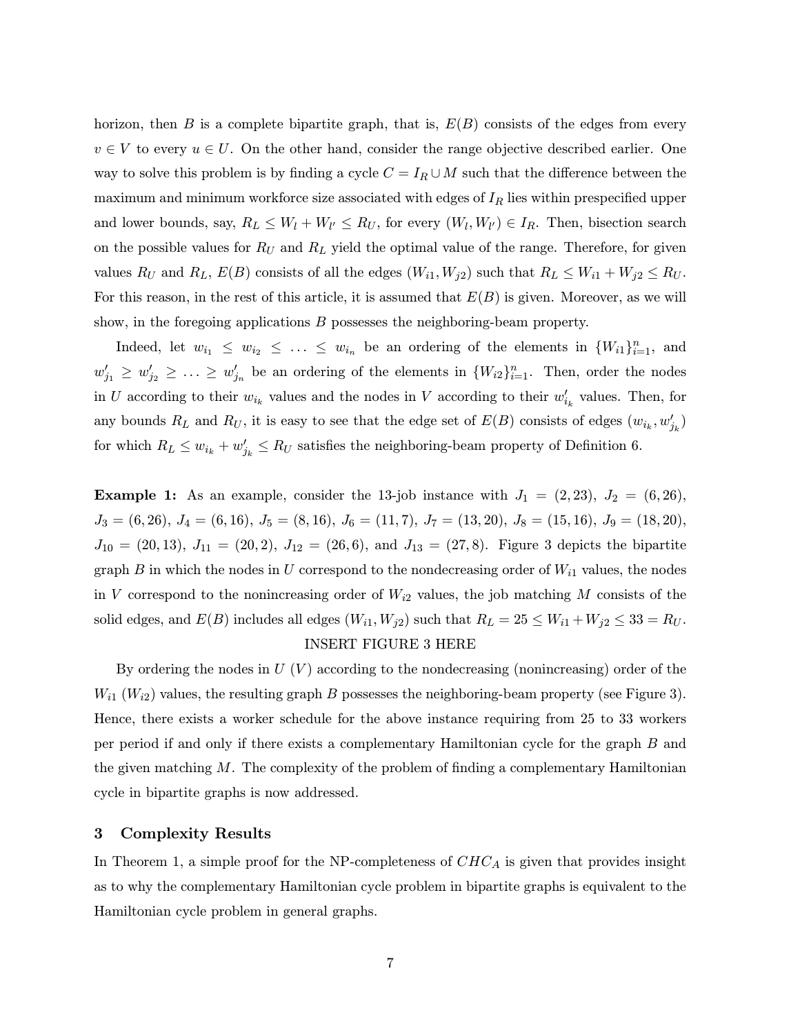horizon, then $B$ is a complete bipartite graph, that is, $E(B)$ consists of the edges from every $v \in V$ to every $u \in U$. On the other hand, consider the range objective described earlier. One way to solve this problem is by finding a cycle $C = I_R \cup M$ such that the difference between the maximum and minimum workforce size associated with edges of $I_R$ lies within prespecified upper and lower bounds, say, $R_L \leq W_l + W_{l'} \leq R_U$, for every $(W_l, W_{l'}) \in I_R$. Then, bisection search on the possible values for $R_U$ and $R_L$ yield the optimal value of the range. Therefore, for given values $R_U$ and $R_L$, $E(B)$ consists of all the edges $(W_{i1}, W_{j2})$ such that $R_L \leq W_{i1} + W_{j2} \leq R_U$. For this reason, in the rest of this article, it is assumed that $E(B)$ is given. Moreover, as we will show, in the foregoing applications $B$ possesses the neighboring-beam property.

Indeed, let $w_{i_1} \leq w_{i_2} \leq \ldots \leq w_{i_n}$ be an ordering of the elements in $\{W_{i1}\}_{i=1}^n$, and $w'_{j_1} \geq w'_{j_2} \geq \ldots \geq w'_{j_n}$ be an ordering of the elements in $\{W_{i2}\}_{i=1}^n$. Then, order the nodes in $U$ according to their $w_{i_k}$ values and the nodes in $V$ according to their $w'_{i_k}$ values. Then, for any bounds $R_L$ and $R_U$, it is easy to see that the edge set of $E(B)$ consists of edges $(w_{i_k}, w'_{j_k})$ for which $R_L \leq w_{i_k} + w'_{j_k} \leq R_U$ satisfies the neighboring-beam property of Definition 6.

**Example 1:** As an example, consider the 13-job instance with $J_1 = (2, 23)$, $J_2 = (6, 26)$, $J_3 = (6, 26)$, $J_4 = (6, 16)$, $J_5 = (8, 16)$, $J_6 = (11, 7)$, $J_7 = (13, 20)$, $J_8 = (15, 16)$, $J_9 = (18, 20)$, $J_{10} = (20, 13)$, $J_{11} = (20, 2)$, $J_{12} = (26, 6)$, and $J_{13} = (27, 8)$. Figure 3 depicts the bipartite graph $B$ in which the nodes in $U$ correspond to the nondecreasing order of $W_{i1}$ values, the nodes in $V$ correspond to the nonincreasing order of $W_{i2}$ values, the job matching $M$ consists of the solid edges, and $E(B)$ includes all edges $(W_{i1}, W_{j2})$ such that $R_L = 25 \leq W_{i1} + W_{j2} \leq 33 = R_U$.

INSERT FIGURE 3 HERE

By ordering the nodes in $U$ ($V$) according to the nondecreasing (nonincreasing) order of the $W_{i1}$ ($W_{i2}$) values, the resulting graph $B$ possesses the neighboring-beam property (see Figure 3). Hence, there exists a worker schedule for the above instance requiring from 25 to 33 workers per period if and only if there exists a complementary Hamiltonian cycle for the graph $B$ and the given matching $M$. The complexity of the problem of finding a complementary Hamiltonian cycle in bipartite graphs is now addressed.

## 3 Complexity Results

In Theorem 1, a simple proof for the NP-completeness of $CHC_A$ is given that provides insight as to why the complementary Hamiltonian cycle problem in bipartite graphs is equivalent to the Hamiltonian cycle problem in general graphs.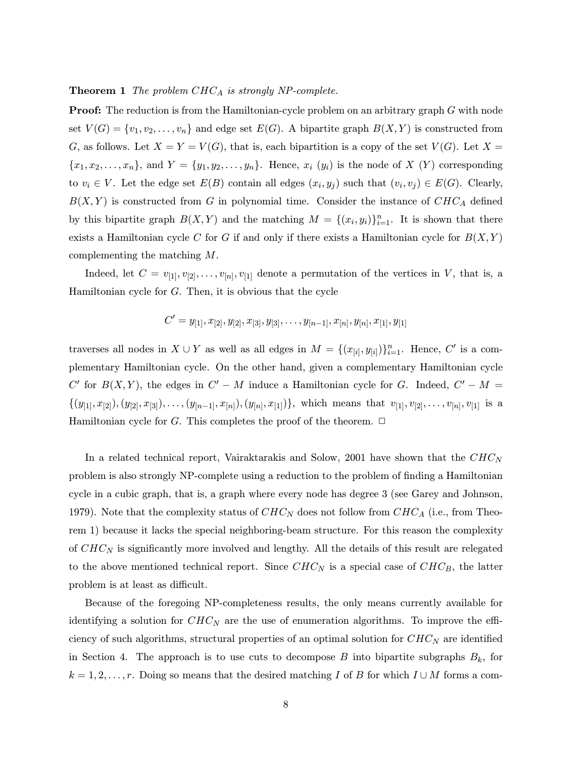**Theorem 1** *The problem $CHC_A$ is strongly NP-complete.*

**Proof:** The reduction is from the Hamiltonian-cycle problem on an arbitrary graph $G$ with node set $V(G) = \{v_1, v_2, \ldots, v_n\}$ and edge set $E(G)$. A bipartite graph $B(X,Y)$ is constructed from $G$, as follows. Let $X = Y = V(G)$, that is, each bipartition is a copy of the set $V(G)$. Let $X = \{x_1, x_2, \ldots, x_n\}$, and $Y = \{y_1, y_2, \ldots, y_n\}$. Hence, $x_i$ ($y_i$) is the node of $X$ ($Y$) corresponding to $v_i \in V$. Let the edge set $E(B)$ contain all edges $(x_i, y_j)$ such that $(v_i, v_j) \in E(G)$. Clearly, $B(X,Y)$ is constructed from $G$ in polynomial time. Consider the instance of $CHC_A$ defined by this bipartite graph $B(X,Y)$ and the matching $M = \{(x_i, y_i)\}_{i=1}^n$. It is shown that there exists a Hamiltonian cycle $C$ for $G$ if and only if there exists a Hamiltonian cycle for $B(X,Y)$ complementing the matching $M$.

Indeed, let $C = v_{[1]}, v_{[2]}, \ldots, v_{[n]}, v_{[1]}$ denote a permutation of the vertices in $V$, that is, a Hamiltonian cycle for $G$. Then, it is obvious that the cycle

$$C' = y_{[1]}, x_{[2]}, y_{[2]}, x_{[3]}, y_{[3]}, \ldots, y_{[n-1]}, x_{[n]}, y_{[n]}, x_{[1]}, y_{[1]}$$

traverses all nodes in $X \cup Y$ as well as all edges in $M = \{(x_{[i]}, y_{[i]})\}_{i=1}^n$. Hence, $C'$ is a complementary Hamiltonian cycle. On the other hand, given a complementary Hamiltonian cycle $C'$ for $B(X,Y)$, the edges in $C' - M$ induce a Hamiltonian cycle for $G$. Indeed, $C' - M = \{(y_{[1]}, x_{[2]}), (y_{[2]}, x_{[3]}), \ldots, (y_{[n-1]}, x_{[n]}), (y_{[n]}, x_{[1]})\}$, which means that $v_{[1]}, v_{[2]}, \ldots, v_{[n]}, v_{[1]}$ is a Hamiltonian cycle for $G$. This completes the proof of the theorem. $\square$

In a related technical report, Vairaktarakis and Solow, 2001 have shown that the $CHC_N$ problem is also strongly NP-complete using a reduction to the problem of finding a Hamiltonian cycle in a cubic graph, that is, a graph where every node has degree 3 (see Garey and Johnson, 1979). Note that the complexity status of $CHC_N$ does not follow from $CHC_A$ (i.e., from Theorem 1) because it lacks the special neighboring-beam structure. For this reason the complexity of $CHC_N$ is significantly more involved and lengthy. All the details of this result are relegated to the above mentioned technical report. Since $CHC_N$ is a special case of $CHC_B$, the latter problem is at least as difficult.

Because of the foregoing NP-completeness results, the only means currently available for identifying a solution for $CHC_N$ are the use of enumeration algorithms. To improve the efficiency of such algorithms, structural properties of an optimal solution for $CHC_N$ are identified in Section 4. The approach is to use cuts to decompose $B$ into bipartite subgraphs $B_k$, for $k = 1, 2, \ldots, r$. Doing so means that the desired matching $I$ of $B$ for which $I \cup M$ forms a com-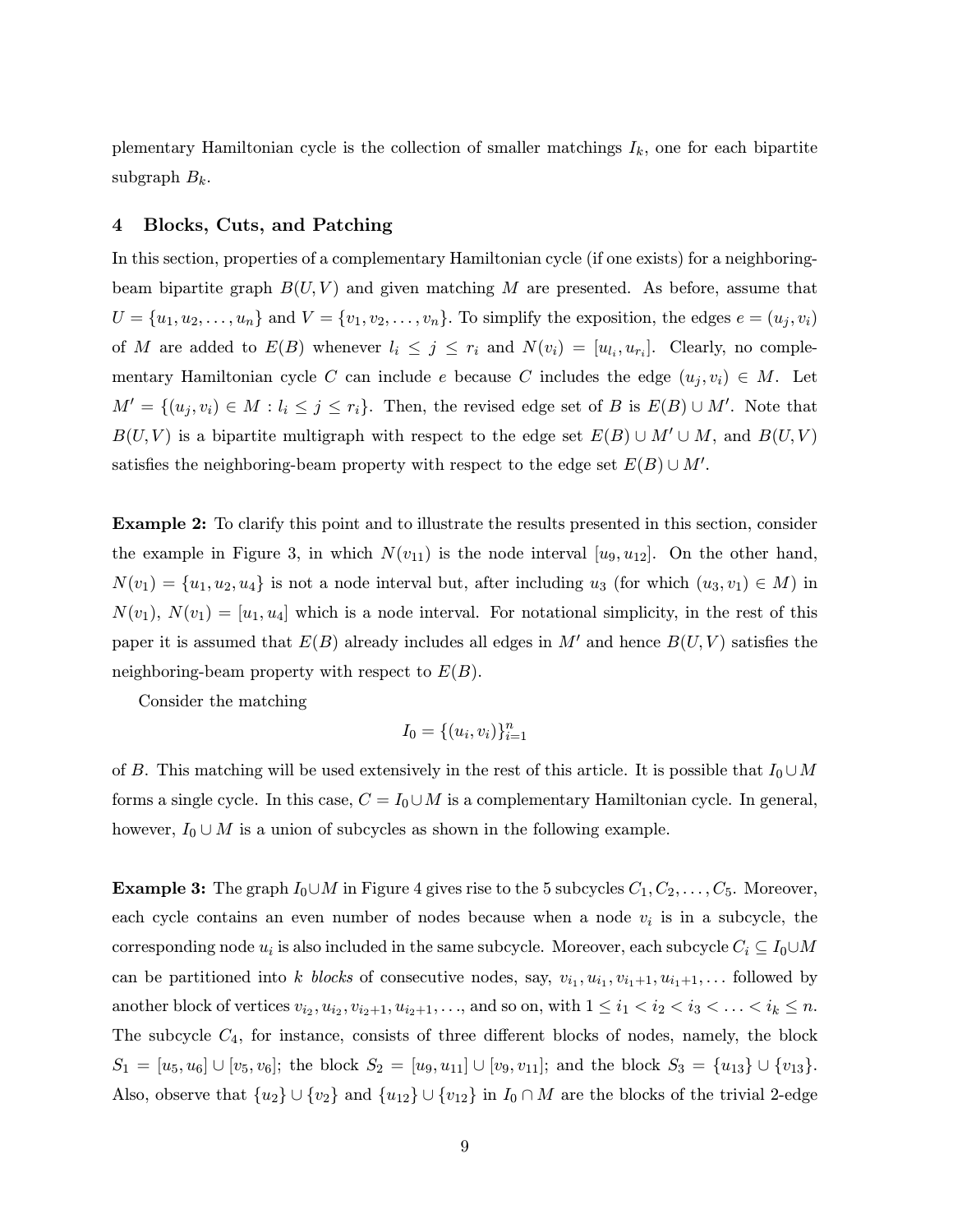plementary Hamiltonian cycle is the collection of smaller matchings $I_k$, one for each bipartite subgraph $B_k$.

## 4 Blocks, Cuts, and Patching

In this section, properties of a complementary Hamiltonian cycle (if one exists) for a neighboring-beam bipartite graph $B(U, V)$ and given matching $M$ are presented. As before, assume that $U = \{u_1, u_2, \ldots, u_n\}$ and $V = \{v_1, v_2, \ldots, v_n\}$. To simplify the exposition, the edges $e = (u_j, v_i)$ of $M$ are added to $E(B)$ whenever $l_i \leq j \leq r_i$ and $N(v_i) = [u_{l_i}, u_{r_i}]$. Clearly, no complementary Hamiltonian cycle $C$ can include $e$ because $C$ includes the edge $(u_j, v_i) \in M$. Let $M' = \{(u_j, v_i) \in M : l_i \leq j \leq r_i\}$. Then, the revised edge set of $B$ is $E(B) \cup M'$. Note that $B(U, V)$ is a bipartite multigraph with respect to the edge set $E(B) \cup M' \cup M$, and $B(U, V)$ satisfies the neighboring-beam property with respect to the edge set $E(B) \cup M'$.

**Example 2:** To clarify this point and to illustrate the results presented in this section, consider the example in Figure 3, in which $N(v_{11})$ is the node interval $[u_9, u_{12}]$. On the other hand, $N(v_1) = \{u_1, u_2, u_4\}$ is not a node interval but, after including $u_3$ (for which $(u_3, v_1) \in M$) in $N(v_1)$, $N(v_1) = [u_1, u_4]$ which is a node interval. For notational simplicity, in the rest of this paper it is assumed that $E(B)$ already includes all edges in $M'$ and hence $B(U, V)$ satisfies the neighboring-beam property with respect to $E(B)$.

Consider the matching

$$I_0 = \{(u_i, v_i)\}_{i=1}^{n}$$

of $B$. This matching will be used extensively in the rest of this article. It is possible that $I_0 \cup M$ forms a single cycle. In this case, $C = I_0 \cup M$ is a complementary Hamiltonian cycle. In general, however, $I_0 \cup M$ is a union of subcycles as shown in the following example.

**Example 3:** The graph $I_0 \cup M$ in Figure 4 gives rise to the 5 subcycles $C_1, C_2, \ldots, C_5$. Moreover, each cycle contains an even number of nodes because when a node $v_i$ is in a subcycle, the corresponding node $u_i$ is also included in the same subcycle. Moreover, each subcycle $C_i \subseteq I_0 \cup M$ can be partitioned into $k$ *blocks* of consecutive nodes, say, $v_{i_1}, u_{i_1}, v_{i_1+1}, u_{i_1+1}, \ldots$ followed by another block of vertices $v_{i_2}, u_{i_2}, v_{i_2+1}, u_{i_2+1}, \ldots$, and so on, with $1 \leq i_1 < i_2 < i_3 < \ldots < i_k \leq n$. The subcycle $C_4$, for instance, consists of three different blocks of nodes, namely, the block $S_1 = [u_5, u_6] \cup [v_5, v_6]$; the block $S_2 = [u_9, u_{11}] \cup [v_9, v_{11}]$; and the block $S_3 = \{u_{13}\} \cup \{v_{13}\}$. Also, observe that $\{u_2\} \cup \{v_2\}$ and $\{u_{12}\} \cup \{v_{12}\}$ in $I_0 \cap M$ are the blocks of the trivial 2-edge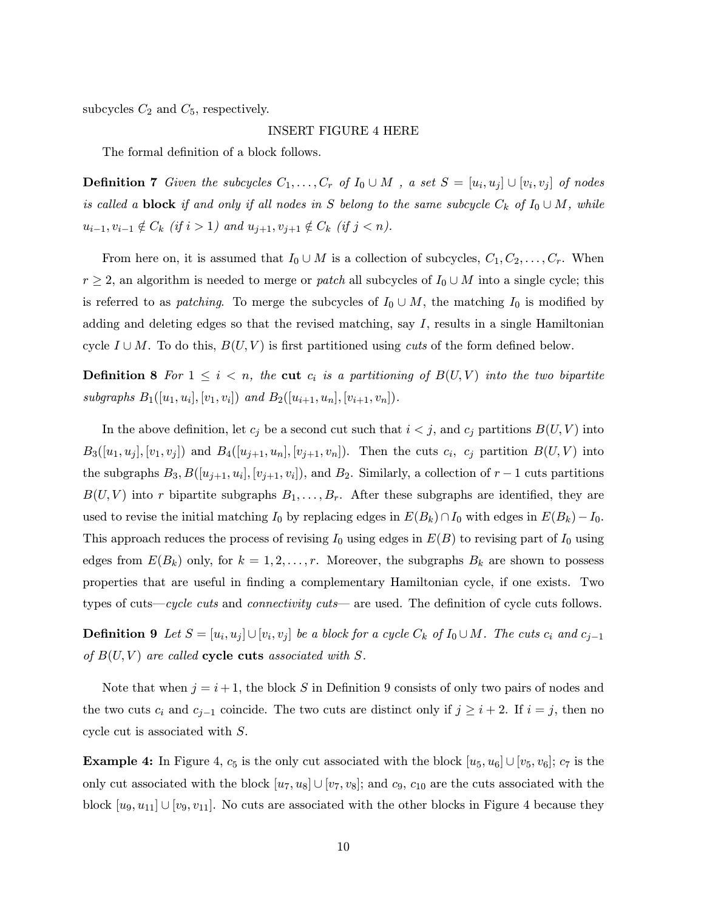subcycles $C_2$ and $C_5$, respectively.

INSERT FIGURE 4 HERE

The formal definition of a block follows.

**Definition 7** *Given the subcycles $C_1, \ldots, C_r$ of $I_0 \cup M$ , a set $S = [u_i, u_j] \cup [v_i, v_j]$ of nodes is called a* **block** *if and only if all nodes in $S$ belong to the same subcycle $C_k$ of $I_0 \cup M$, while $u_{i-1}, v_{i-1} \notin C_k$ (if $i > 1$) and $u_{j+1}, v_{j+1} \notin C_k$ (if $j < n$).*

From here on, it is assumed that $I_0 \cup M$ is a collection of subcycles, $C_1, C_2, \ldots, C_r$. When $r \geq 2$, an algorithm is needed to merge or *patch* all subcycles of $I_0 \cup M$ into a single cycle; this is referred to as *patching*. To merge the subcycles of $I_0 \cup M$, the matching $I_0$ is modified by adding and deleting edges so that the revised matching, say $I$, results in a single Hamiltonian cycle $I \cup M$. To do this, $B(U, V)$ is first partitioned using *cuts* of the form defined below.

**Definition 8** *For $1 \leq i < n$, the* **cut** *$c_i$ is a partitioning of $B(U, V)$ into the two bipartite subgraphs $B_1([u_1, u_i], [v_1, v_i])$ and $B_2([u_{i+1}, u_n], [v_{i+1}, v_n])$.*

In the above definition, let $c_j$ be a second cut such that $i < j$, and $c_j$ partitions $B(U, V)$ into $B_3([u_1, u_j], [v_1, v_j])$ and $B_4([u_{j+1}, u_n], [v_{j+1}, v_n])$. Then the cuts $c_i$, $c_j$ partition $B(U, V)$ into the subgraphs $B_3$, $B([u_{j+1}, u_i], [v_{j+1}, v_i])$, and $B_2$. Similarly, a collection of $r - 1$ cuts partitions $B(U, V)$ into $r$ bipartite subgraphs $B_1, \ldots, B_r$. After these subgraphs are identified, they are used to revise the initial matching $I_0$ by replacing edges in $E(B_k) \cap I_0$ with edges in $E(B_k) - I_0$. This approach reduces the process of revising $I_0$ using edges in $E(B)$ to revising part of $I_0$ using edges from $E(B_k)$ only, for $k = 1, 2, \ldots, r$. Moreover, the subgraphs $B_k$ are shown to possess properties that are useful in finding a complementary Hamiltonian cycle, if one exists. Two types of cuts—*cycle cuts* and *connectivity cuts*— are used. The definition of cycle cuts follows.

**Definition 9** *Let $S = [u_i, u_j] \cup [v_i, v_j]$ be a block for a cycle $C_k$ of $I_0 \cup M$. The cuts $c_i$ and $c_{j-1}$ of $B(U, V)$ are called* **cycle cuts** *associated with $S$.*

Note that when $j = i + 1$, the block $S$ in Definition 9 consists of only two pairs of nodes and the two cuts $c_i$ and $c_{j-1}$ coincide. The two cuts are distinct only if $j \geq i + 2$. If $i = j$, then no cycle cut is associated with $S$.

**Example 4:** In Figure 4, $c_5$ is the only cut associated with the block $[u_5, u_6] \cup [v_5, v_6]$; $c_7$ is the only cut associated with the block $[u_7, u_8] \cup [v_7, v_8]$; and $c_9$, $c_{10}$ are the cuts associated with the block $[u_9, u_{11}] \cup [v_9, v_{11}]$. No cuts are associated with the other blocks in Figure 4 because they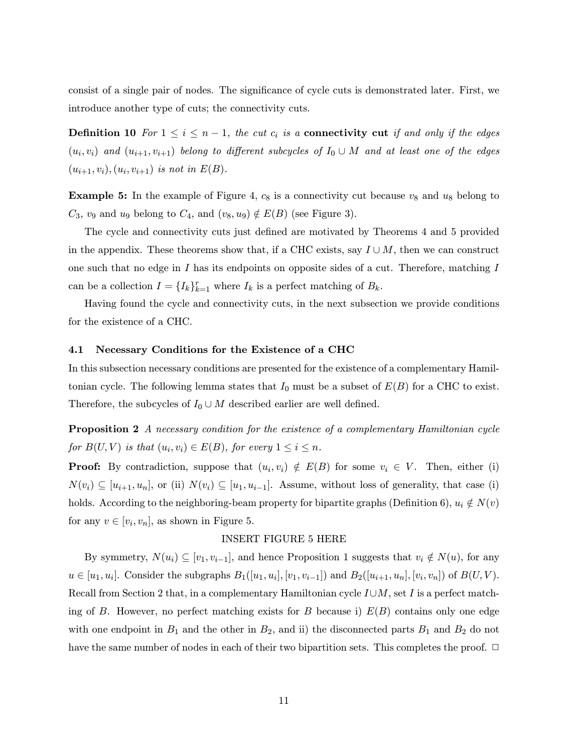consist of a single pair of nodes. The significance of cycle cuts is demonstrated later. First, we introduce another type of cuts; the connectivity cuts.

**Definition 10** *For $1 \leq i \leq n-1$, the cut $c_i$ is a* **connectivity cut** *if and only if the edges $(u_i, v_i)$ and $(u_{i+1}, v_{i+1})$ belong to different subcycles of $I_0 \cup M$ and at least one of the edges $(u_{i+1}, v_i), (u_i, v_{i+1})$ is not in $E(B)$.*

**Example 5:** In the example of Figure 4, $c_8$ is a connectivity cut because $v_8$ and $u_8$ belong to $C_3$, $v_9$ and $u_9$ belong to $C_4$, and $(v_8, u_9) \notin E(B)$ (see Figure 3).

The cycle and connectivity cuts just defined are motivated by Theorems 4 and 5 provided in the appendix. These theorems show that, if a CHC exists, say $I \cup M$, then we can construct one such that no edge in $I$ has its endpoints on opposite sides of a cut. Therefore, matching $I$ can be a collection $I = \{I_k\}_{k=1}^{r}$ where $I_k$ is a perfect matching of $B_k$.

Having found the cycle and connectivity cuts, in the next subsection we provide conditions for the existence of a CHC.

### 4.1 Necessary Conditions for the Existence of a CHC

In this subsection necessary conditions are presented for the existence of a complementary Hamiltonian cycle. The following lemma states that $I_0$ must be a subset of $E(B)$ for a CHC to exist. Therefore, the subcycles of $I_0 \cup M$ described earlier are well defined.

**Proposition 2** *A necessary condition for the existence of a complementary Hamiltonian cycle for $B(U, V)$ is that $(u_i, v_i) \in E(B)$, for every $1 \leq i \leq n$.*

**Proof:** By contradiction, suppose that $(u_i, v_i) \notin E(B)$ for some $v_i \in V$. Then, either (i) $N(v_i) \subseteq [u_{i+1}, u_n]$, or (ii) $N(v_i) \subseteq [u_1, u_{i-1}]$. Assume, without loss of generality, that case (i) holds. According to the neighboring-beam property for bipartite graphs (Definition 6), $u_i \notin N(v)$ for any $v \in [v_i, v_n]$, as shown in Figure 5.

INSERT FIGURE 5 HERE

By symmetry, $N(u_i) \subseteq [v_1, v_{i-1}]$, and hence Proposition 1 suggests that $v_i \notin N(u)$, for any $u \in [u_1, u_i]$. Consider the subgraphs $B_1([u_1, u_i], [v_1, v_{i-1}])$ and $B_2([u_{i+1}, u_n], [v_i, v_n])$ of $B(U, V)$. Recall from Section 2 that, in a complementary Hamiltonian cycle $I \cup M$, set $I$ is a perfect matching of $B$. However, no perfect matching exists for $B$ because i) $E(B)$ contains only one edge with one endpoint in $B_1$ and the other in $B_2$, and ii) the disconnected parts $B_1$ and $B_2$ do not have the same number of nodes in each of their two bipartition sets. This completes the proof. $\square$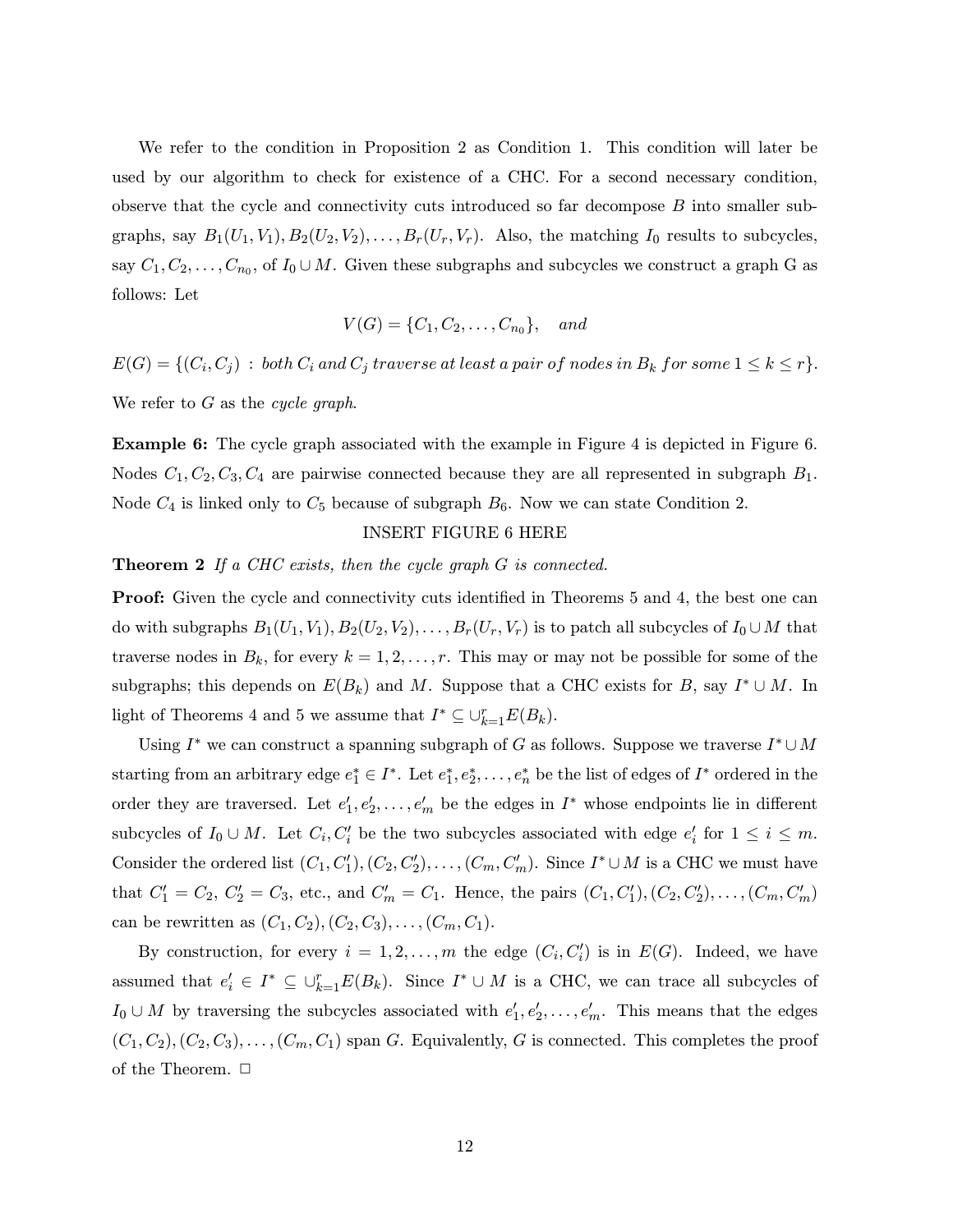We refer to the condition in Proposition 2 as Condition 1. This condition will later be used by our algorithm to check for existence of a CHC. For a second necessary condition, observe that the cycle and connectivity cuts introduced so far decompose $B$ into smaller subgraphs, say $B_1(U_1, V_1), B_2(U_2, V_2), \ldots, B_r(U_r, V_r)$. Also, the matching $I_0$ results to subcycles, say $C_1, C_2, \ldots, C_{n_0}$, of $I_0 \cup M$. Given these subgraphs and subcycles we construct a graph G as follows: Let

$$V(G) = \{C_1, C_2, \ldots, C_{n_0}\}, \quad and$$

$$E(G) = \{(C_i, C_j) \ : \ both\ C_i\ and\ C_j\ traverse\ at\ least\ a\ pair\ of\ nodes\ in\ B_k\ for\ some\ 1 \leq k \leq r\}.$$

We refer to $G$ as the *cycle graph*.

**Example 6:** The cycle graph associated with the example in Figure 4 is depicted in Figure 6. Nodes $C_1, C_2, C_3, C_4$ are pairwise connected because they are all represented in subgraph $B_1$. Node $C_4$ is linked only to $C_5$ because of subgraph $B_6$. Now we can state Condition 2.

INSERT FIGURE 6 HERE

**Theorem 2** *If a CHC exists, then the cycle graph $G$ is connected.*

**Proof:** Given the cycle and connectivity cuts identified in Theorems 5 and 4, the best one can do with subgraphs $B_1(U_1, V_1), B_2(U_2, V_2), \ldots, B_r(U_r, V_r)$ is to patch all subcycles of $I_0 \cup M$ that traverse nodes in $B_k$, for every $k = 1, 2, \ldots, r$. This may or may not be possible for some of the subgraphs; this depends on $E(B_k)$ and $M$. Suppose that a CHC exists for $B$, say $I^* \cup M$. In light of Theorems 4 and 5 we assume that $I^* \subseteq \cup_{k=1}^{r} E(B_k)$.

Using $I^*$ we can construct a spanning subgraph of $G$ as follows. Suppose we traverse $I^* \cup M$ starting from an arbitrary edge $e_1^* \in I^*$. Let $e_1^*, e_2^*, \ldots, e_n^*$ be the list of edges of $I^*$ ordered in the order they are traversed. Let $e_1', e_2', \ldots, e_m'$ be the edges in $I^*$ whose endpoints lie in different subcycles of $I_0 \cup M$. Let $C_i, C_i'$ be the two subcycles associated with edge $e_i'$ for $1 \leq i \leq m$. Consider the ordered list $(C_1, C_1'), (C_2, C_2'), \ldots, (C_m, C_m')$. Since $I^* \cup M$ is a CHC we must have that $C_1' = C_2$, $C_2' = C_3$, etc., and $C_m' = C_1$. Hence, the pairs $(C_1, C_1'), (C_2, C_2'), \ldots, (C_m, C_m')$ can be rewritten as $(C_1, C_2), (C_2, C_3), \ldots, (C_m, C_1)$.

By construction, for every $i = 1, 2, \ldots, m$ the edge $(C_i, C_i')$ is in $E(G)$. Indeed, we have assumed that $e_i' \in I^* \subseteq \cup_{k=1}^{r} E(B_k)$. Since $I^* \cup M$ is a CHC, we can trace all subcycles of $I_0 \cup M$ by traversing the subcycles associated with $e_1', e_2', \ldots, e_m'$. This means that the edges $(C_1, C_2), (C_2, C_3), \ldots, (C_m, C_1)$ span $G$. Equivalently, $G$ is connected. This completes the proof of the Theorem. $\Box$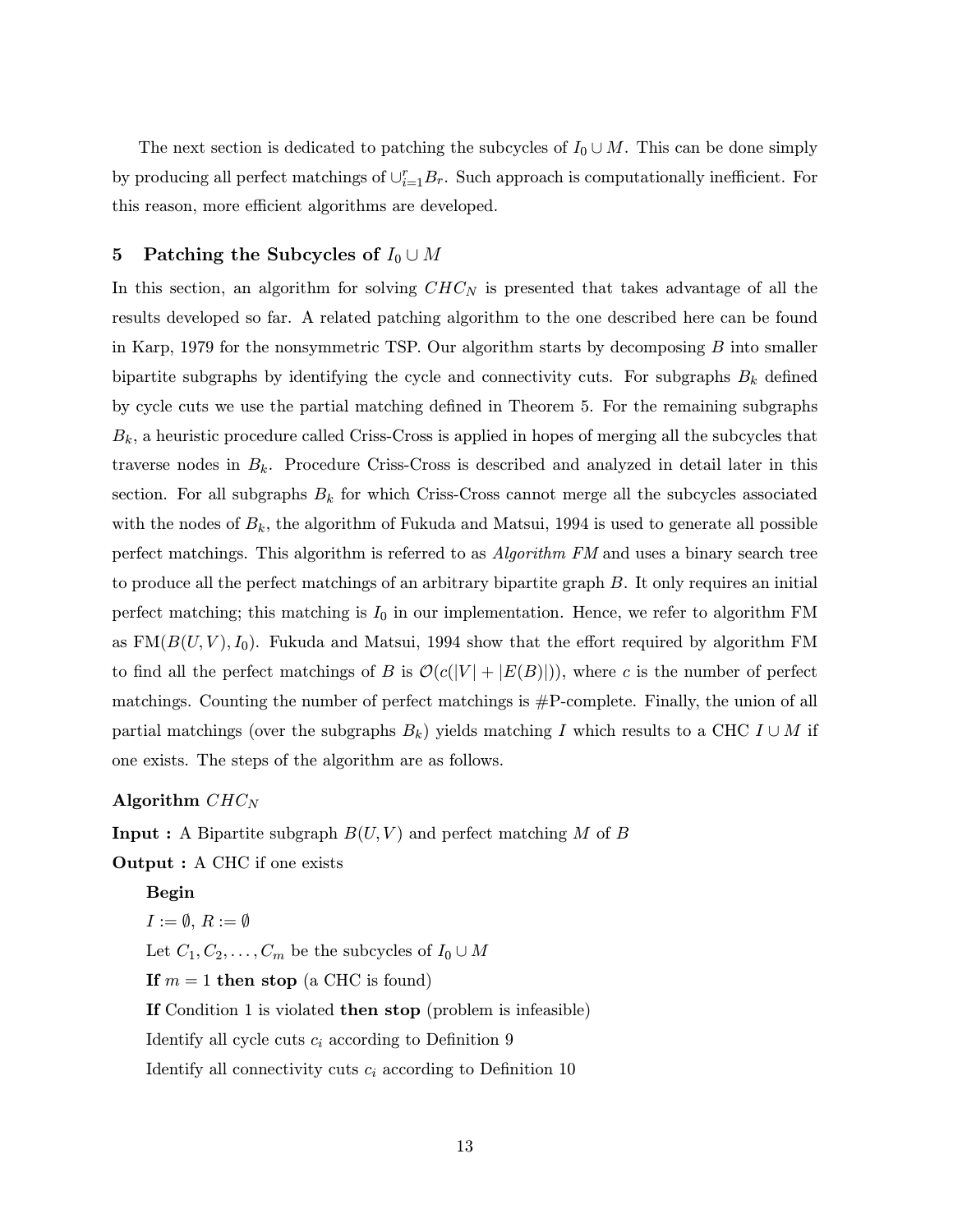The next section is dedicated to patching the subcycles of $I_0 \cup M$. This can be done simply by producing all perfect matchings of $\cup_{i=1}^{r} B_r$. Such approach is computationally inefficient. For this reason, more efficient algorithms are developed.

## 5 Patching the Subcycles of $I_0 \cup M$

In this section, an algorithm for solving $CHC_N$ is presented that takes advantage of all the results developed so far. A related patching algorithm to the one described here can be found in Karp, 1979 for the nonsymmetric TSP. Our algorithm starts by decomposing $B$ into smaller bipartite subgraphs by identifying the cycle and connectivity cuts. For subgraphs $B_k$ defined by cycle cuts we use the partial matching defined in Theorem 5. For the remaining subgraphs $B_k$, a heuristic procedure called Criss-Cross is applied in hopes of merging all the subcycles that traverse nodes in $B_k$. Procedure Criss-Cross is described and analyzed in detail later in this section. For all subgraphs $B_k$ for which Criss-Cross cannot merge all the subcycles associated with the nodes of $B_k$, the algorithm of Fukuda and Matsui, 1994 is used to generate all possible perfect matchings. This algorithm is referred to as *Algorithm FM* and uses a binary search tree to produce all the perfect matchings of an arbitrary bipartite graph $B$. It only requires an initial perfect matching; this matching is $I_0$ in our implementation. Hence, we refer to algorithm FM as FM($B(U,V), I_0$). Fukuda and Matsui, 1994 show that the effort required by algorithm FM to find all the perfect matchings of $B$ is $\mathcal{O}(c(|V| + |E(B)|))$, where $c$ is the number of perfect matchings. Counting the number of perfect matchings is #P-complete. Finally, the union of all partial matchings (over the subgraphs $B_k$) yields matching $I$ which results to a CHC $I \cup M$ if one exists. The steps of the algorithm are as follows.

**Algorithm $CHC_N$**

**Input :** A Bipartite subgraph $B(U,V)$ and perfect matching $M$ of $B$

**Output :** A CHC if one exists

**Begin**

$I := \emptyset$, $R := \emptyset$

Let $C_1, C_2, \ldots, C_m$ be the subcycles of $I_0 \cup M$

**If** $m = 1$ **then stop** (a CHC is found)

**If** Condition 1 is violated **then stop** (problem is infeasible)

Identify all cycle cuts $c_i$ according to Definition 9

Identify all connectivity cuts $c_i$ according to Definition 10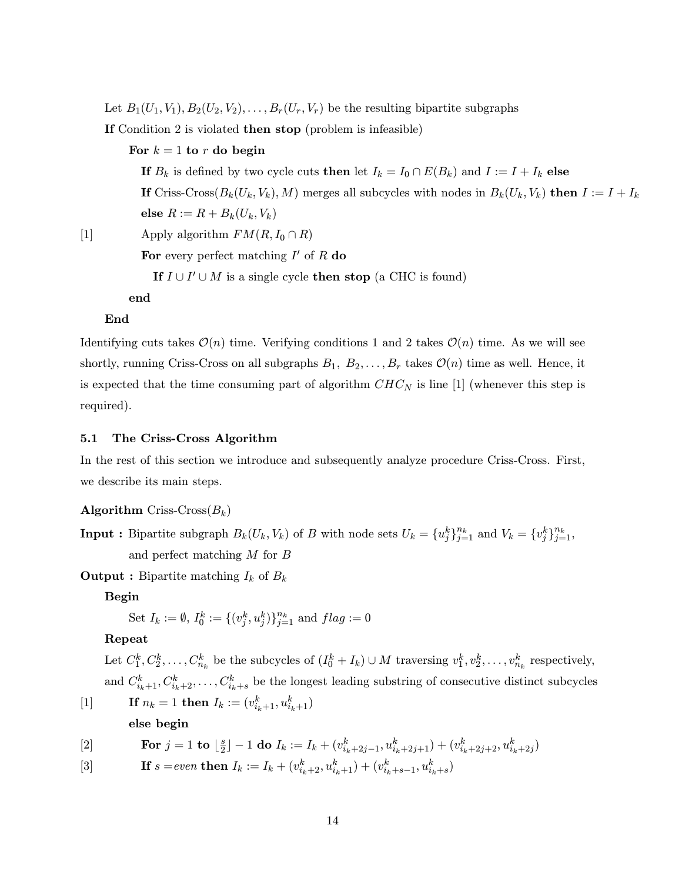Let $B_1(U_1, V_1), B_2(U_2, V_2), \ldots, B_r(U_r, V_r)$ be the resulting bipartite subgraphs

**If** Condition 2 is violated **then stop** (problem is infeasible)

  **For** $k = 1$ **to** $r$ **do begin**

    **If** $B_k$ is defined by two cycle cuts **then** let $I_k = I_0 \cap E(B_k)$ and $I := I + I_k$ **else**

    **If** Criss-Cross$(B_k(U_k, V_k), M)$ merges all subcycles with nodes in $B_k(U_k, V_k)$ **then** $I := I + I_k$

    **else** $R := R + B_k(U_k, V_k)$

[1]     Apply algorithm $FM(R, I_0 \cap R)$

    **For** every perfect matching $I'$ of $R$ **do**

      **If** $I \cup I' \cup M$ is a single cycle **then stop** (a CHC is found)

  **end**

**End**

Identifying cuts takes $\mathcal{O}(n)$ time. Verifying conditions 1 and 2 takes $\mathcal{O}(n)$ time. As we will see shortly, running Criss-Cross on all subgraphs $B_1, B_2, \ldots, B_r$ takes $\mathcal{O}(n)$ time as well. Hence, it is expected that the time consuming part of algorithm $CHC_N$ is line [1] (whenever this step is required).

### 5.1 The Criss-Cross Algorithm

In the rest of this section we introduce and subsequently analyze procedure Criss-Cross. First, we describe its main steps.

**Algorithm** Criss-Cross$(B_k)$

**Input :** Bipartite subgraph $B_k(U_k, V_k)$ of $B$ with node sets $U_k = \{u_j^k\}_{j=1}^{n_k}$ and $V_k = \{v_j^k\}_{j=1}^{n_k}$, and perfect matching $M$ for $B$

**Output :** Bipartite matching $I_k$ of $B_k$

**Begin**

  Set $I_k := \emptyset$, $I_0^k := \{(v_j^k, u_j^k)\}_{j=1}^{n_k}$ and $flag := 0$

**Repeat**

  Let $C_1^k, C_2^k, \ldots, C_{n_k}^k$ be the subcycles of $(I_0^k + I_k) \cup M$ traversing $v_1^k, v_2^k, \ldots, v_{n_k}^k$ respectively, and $C_{i_k+1}^k, C_{i_k+2}^k, \ldots, C_{i_k+s}^k$ be the longest leading substring of consecutive distinct subcycles

[1]   **If** $n_k = 1$ **then** $I_k := (v_{i_k+1}^k, u_{i_k+1}^k)$

  **else begin**

[2]     **For** $j = 1$ **to** $\lfloor \frac{s}{2} \rfloor - 1$ **do** $I_k := I_k + (v_{i_k+2j-1}^k, u_{i_k+2j+1}^k) + (v_{i_k+2j+2}^k, u_{i_k+2j}^k)$

[3]     **If** $s = even$ **then** $I_k := I_k + (v_{i_k+2}^k, u_{i_k+1}^k) + (v_{i_k+s-1}^k, u_{i_k+s}^k)$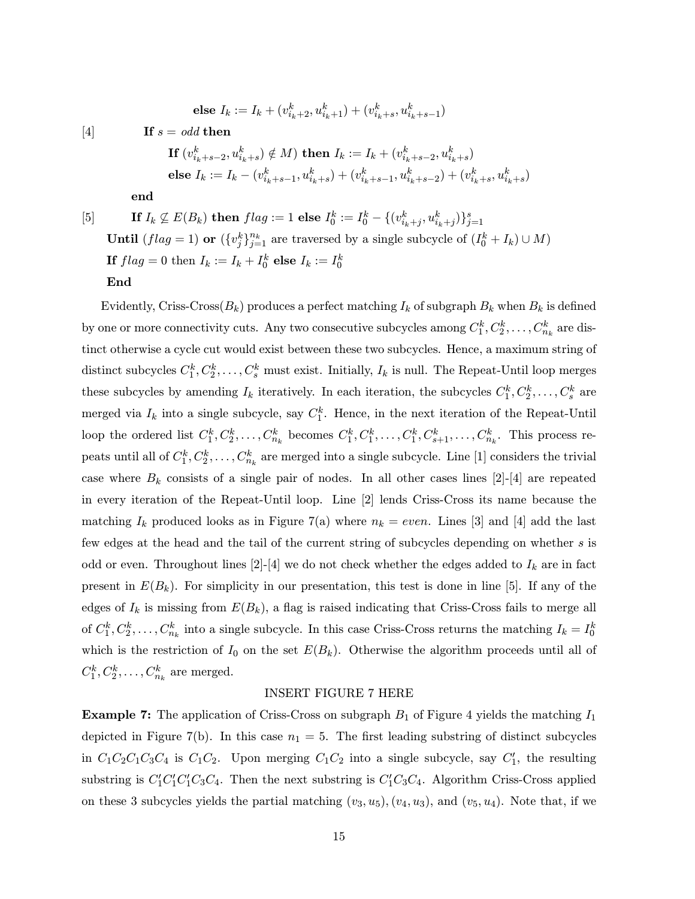**else** $I_k := I_k + (v^k_{i_k+2}, u^k_{i_k+1}) + (v^k_{i_k+s}, u^k_{i_k+s-1})$

[4] **If** $s = odd$ **then**

**If** $(v^k_{i_k+s-2}, u^k_{i_k+s}) \notin M)$ **then** $I_k := I_k + (v^k_{i_k+s-2}, u^k_{i_k+s})$

**else** $I_k := I_k - (v^k_{i_k+s-1}, u^k_{i_k+s}) + (v^k_{i_k+s-1}, u^k_{i_k+s-2}) + (v^k_{i_k+s}, u^k_{i_k+s})$

**end**

[5] **If** $I_k \not\subseteq E(B_k)$ **then** $flag := 1$ **else** $I^k_0 := I^k_0 - \{(v^k_{i_k+j}, u^k_{i_k+j})\}^s_{j=1}$

**Until** $(flag = 1)$ **or** $(\{v^k_j\}^{n_k}_{j=1}$ are traversed by a single subcycle of $(I^k_0 + I_k) \cup M)$

**If** $flag = 0$ then $I_k := I_k + I^k_0$ **else** $I_k := I^k_0$

**End**

Evidently, Criss-Cross($B_k$) produces a perfect matching $I_k$ of subgraph $B_k$ when $B_k$ is defined by one or more connectivity cuts. Any two consecutive subcycles among $C^k_1, C^k_2, \ldots, C^k_{n_k}$ are distinct otherwise a cycle cut would exist between these two subcycles. Hence, a maximum string of distinct subcycles $C^k_1, C^k_2, \ldots, C^k_s$ must exist. Initially, $I_k$ is null. The Repeat-Until loop merges these subcycles by amending $I_k$ iteratively. In each iteration, the subcycles $C^k_1, C^k_2, \ldots, C^k_s$ are merged via $I_k$ into a single subcycle, say $C^k_1$. Hence, in the next iteration of the Repeat-Until loop the ordered list $C^k_1, C^k_2, \ldots, C^k_{n_k}$ becomes $C^k_1, C^k_1, \ldots, C^k_1, C^k_{s+1}, \ldots, C^k_{n_k}$. This process repeats until all of $C^k_1, C^k_2, \ldots, C^k_{n_k}$ are merged into a single subcycle. Line [1] considers the trivial case where $B_k$ consists of a single pair of nodes. In all other cases lines [2]-[4] are repeated in every iteration of the Repeat-Until loop. Line [2] lends Criss-Cross its name because the matching $I_k$ produced looks as in Figure 7(a) where $n_k = even$. Lines [3] and [4] add the last few edges at the head and the tail of the current string of subcycles depending on whether $s$ is odd or even. Throughout lines [2]-[4] we do not check whether the edges added to $I_k$ are in fact present in $E(B_k)$. For simplicity in our presentation, this test is done in line [5]. If any of the edges of $I_k$ is missing from $E(B_k)$, a flag is raised indicating that Criss-Cross fails to merge all of $C^k_1, C^k_2, \ldots, C^k_{n_k}$ into a single subcycle. In this case Criss-Cross returns the matching $I_k = I^k_0$ which is the restriction of $I_0$ on the set $E(B_k)$. Otherwise the algorithm proceeds until all of $C^k_1, C^k_2, \ldots, C^k_{n_k}$ are merged.

INSERT FIGURE 7 HERE

**Example 7:** The application of Criss-Cross on subgraph $B_1$ of Figure 4 yields the matching $I_1$ depicted in Figure 7(b). In this case $n_1 = 5$. The first leading substring of distinct subcycles in $C_1C_2C_1C_3C_4$ is $C_1C_2$. Upon merging $C_1C_2$ into a single subcycle, say $C'_1$, the resulting substring is $C'_1C'_1C'_1C_3C_4$. Then the next substring is $C'_1C_3C_4$. Algorithm Criss-Cross applied on these 3 subcycles yields the partial matching $(v_3, u_5), (v_4, u_3)$, and $(v_5, u_4)$. Note that, if we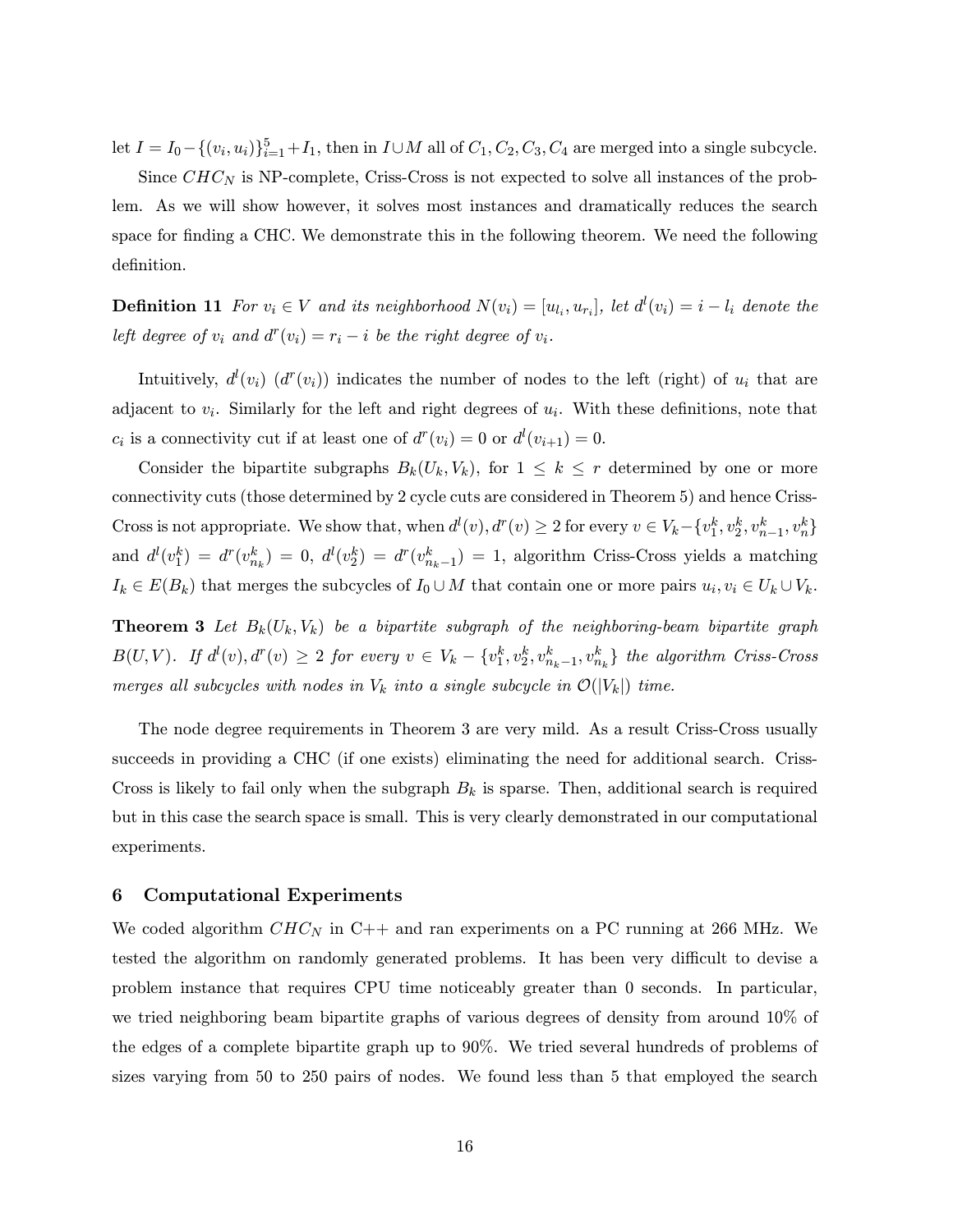let $I = I_0 - \{(v_i, u_i)\}_{i=1}^5 + I_1$, then in $I \cup M$ all of $C_1, C_2, C_3, C_4$ are merged into a single subcycle.

Since $CHC_N$ is NP-complete, Criss-Cross is not expected to solve all instances of the problem. As we will show however, it solves most instances and dramatically reduces the search space for finding a CHC. We demonstrate this in the following theorem. We need the following definition.

**Definition 11** *For $v_i \in V$ and its neighborhood $N(v_i) = [u_{l_i}, u_{r_i}]$, let $d^l(v_i) = i - l_i$ denote the left degree of $v_i$ and $d^r(v_i) = r_i - i$ be the right degree of $v_i$.*

Intuitively, $d^l(v_i)$ ($d^r(v_i)$) indicates the number of nodes to the left (right) of $u_i$ that are adjacent to $v_i$. Similarly for the left and right degrees of $u_i$. With these definitions, note that $c_i$ is a connectivity cut if at least one of $d^r(v_i) = 0$ or $d^l(v_{i+1}) = 0$.

Consider the bipartite subgraphs $B_k(U_k, V_k)$, for $1 \leq k \leq r$ determined by one or more connectivity cuts (those determined by 2 cycle cuts are considered in Theorem 5) and hence Criss-Cross is not appropriate. We show that, when $d^l(v), d^r(v) \geq 2$ for every $v \in V_k - \{v_1^k, v_2^k, v_{n-1}^k, v_n^k\}$ and $d^l(v_1^k) = d^r(v_{n_k}^k) = 0$, $d^l(v_2^k) = d^r(v_{n_k-1}^k) = 1$, algorithm Criss-Cross yields a matching $I_k \in E(B_k)$ that merges the subcycles of $I_0 \cup M$ that contain one or more pairs $u_i, v_i \in U_k \cup V_k$.

**Theorem 3** *Let $B_k(U_k, V_k)$ be a bipartite subgraph of the neighboring-beam bipartite graph $B(U, V)$. If $d^l(v), d^r(v) \geq 2$ for every $v \in V_k - \{v_1^k, v_2^k, v_{n_k-1}^k, v_{n_k}^k\}$ the algorithm Criss-Cross merges all subcycles with nodes in $V_k$ into a single subcycle in $\mathcal{O}(|V_k|)$ time.*

The node degree requirements in Theorem 3 are very mild. As a result Criss-Cross usually succeeds in providing a CHC (if one exists) eliminating the need for additional search. Criss-Cross is likely to fail only when the subgraph $B_k$ is sparse. Then, additional search is required but in this case the search space is small. This is very clearly demonstrated in our computational experiments.

## 6 Computational Experiments

We coded algorithm $CHC_N$ in C++ and ran experiments on a PC running at 266 MHz. We tested the algorithm on randomly generated problems. It has been very difficult to devise a problem instance that requires CPU time noticeably greater than 0 seconds. In particular, we tried neighboring beam bipartite graphs of various degrees of density from around 10% of the edges of a complete bipartite graph up to 90%. We tried several hundreds of problems of sizes varying from 50 to 250 pairs of nodes. We found less than 5 that employed the search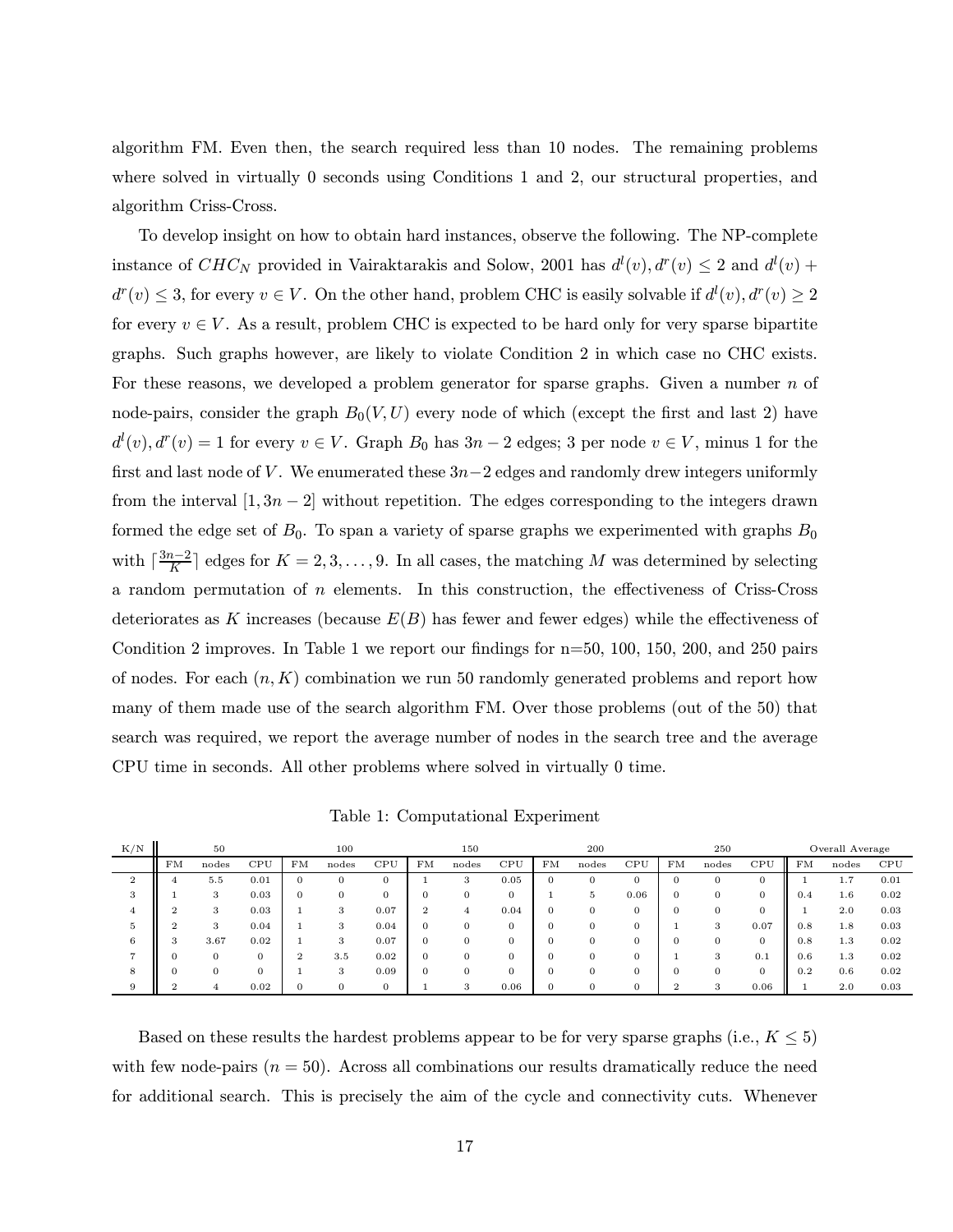algorithm FM. Even then, the search required less than 10 nodes. The remaining problems where solved in virtually 0 seconds using Conditions 1 and 2, our structural properties, and algorithm Criss-Cross.

To develop insight on how to obtain hard instances, observe the following. The NP-complete instance of $CHC_N$ provided in Vairaktarakis and Solow, 2001 has $d^l(v), d^r(v) \leq 2$ and $d^l(v) + d^r(v) \leq 3$, for every $v \in V$. On the other hand, problem CHC is easily solvable if $d^l(v), d^r(v) \geq 2$ for every $v \in V$. As a result, problem CHC is expected to be hard only for very sparse bipartite graphs. Such graphs however, are likely to violate Condition 2 in which case no CHC exists. For these reasons, we developed a problem generator for sparse graphs. Given a number $n$ of node-pairs, consider the graph $B_0(V, U)$ every node of which (except the first and last 2) have $d^l(v), d^r(v) = 1$ for every $v \in V$. Graph $B_0$ has $3n-2$ edges; 3 per node $v \in V$, minus 1 for the first and last node of $V$. We enumerated these $3n-2$ edges and randomly drew integers uniformly from the interval $[1, 3n-2]$ without repetition. The edges corresponding to the integers drawn formed the edge set of $B_0$. To span a variety of sparse graphs we experimented with graphs $B_0$ with $\lceil \frac{3n-2}{K} \rceil$ edges for $K = 2, 3, \ldots, 9$. In all cases, the matching $M$ was determined by selecting a random permutation of $n$ elements. In this construction, the effectiveness of Criss-Cross deteriorates as $K$ increases (because $E(B)$ has fewer and fewer edges) while the effectiveness of Condition 2 improves. In Table 1 we report our findings for n=50, 100, 150, 200, and 250 pairs of nodes. For each $(n, K)$ combination we run 50 randomly generated problems and report how many of them made use of the search algorithm FM. Over those problems (out of the 50) that search was required, we report the average number of nodes in the search tree and the average CPU time in seconds. All other problems where solved in virtually 0 time.

Table 1: Computational Experiment

| K/N | 50 | | | 100 | | | 150 | | | 200 | | | 250 | | | Overall Average | | |
|---|---|---|---|---|---|---|---|---|---|---|---|---|---|---|---|---|---|---|
| | FM | nodes | CPU | FM | nodes | CPU | FM | nodes | CPU | FM | nodes | CPU | FM | nodes | CPU | FM | nodes | CPU |
| 2 | 4 | 5.5 | 0.01 | 0 | 0 | 0 | 1 | 3 | 0.05 | 0 | 0 | 0 | 0 | 0 | 0 | 1 | 1.7 | 0.01 |
| 3 | 1 | 3 | 0.03 | 0 | 0 | 0 | 0 | 0 | 0 | 1 | 5 | 0.06 | 0 | 0 | 0 | 0.4 | 1.6 | 0.02 |
| 4 | 2 | 3 | 0.03 | 1 | 3 | 0.07 | 2 | 4 | 0.04 | 0 | 0 | 0 | 0 | 0 | 0 | 1 | 2.0 | 0.03 |
| 5 | 2 | 3 | 0.04 | 1 | 3 | 0.04 | 0 | 0 | 0 | 0 | 0 | 0 | 1 | 3 | 0.07 | 0.8 | 1.8 | 0.03 |
| 6 | 3 | 3.67 | 0.02 | 1 | 3 | 0.07 | 0 | 0 | 0 | 0 | 0 | 0 | 0 | 0 | 0 | 0.8 | 1.3 | 0.02 |
| 7 | 0 | 0 | 0 | 2 | 3.5 | 0.02 | 0 | 0 | 0 | 0 | 0 | 0 | 1 | 3 | 0.1 | 0.6 | 1.3 | 0.02 |
| 8 | 0 | 0 | 0 | 1 | 3 | 0.09 | 0 | 0 | 0 | 0 | 0 | 0 | 0 | 0 | 0 | 0.2 | 0.6 | 0.02 |
| 9 | 2 | 4 | 0.02 | 0 | 0 | 0 | 1 | 3 | 0.06 | 0 | 0 | 0 | 2 | 3 | 0.06 | 1 | 2.0 | 0.03 |

Based on these results the hardest problems appear to be for very sparse graphs (i.e., $K \leq 5$) with few node-pairs ($n = 50$). Across all combinations our results dramatically reduce the need for additional search. This is precisely the aim of the cycle and connectivity cuts. Whenever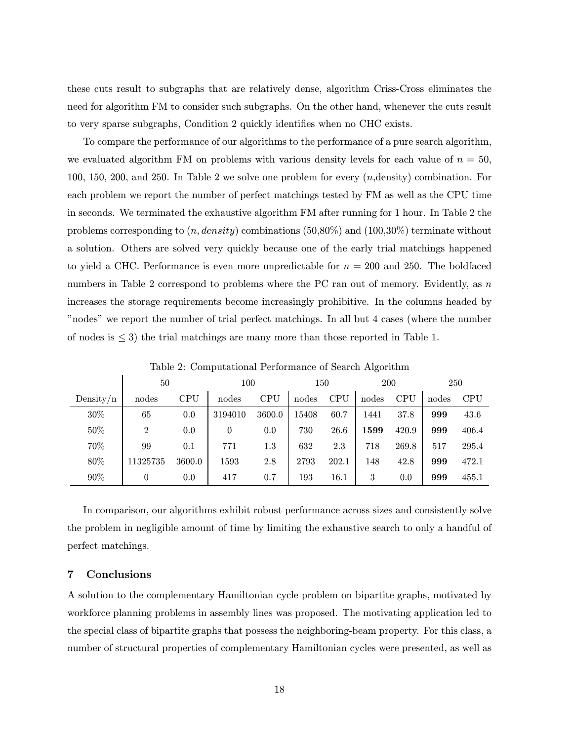these cuts result to subgraphs that are relatively dense, algorithm Criss-Cross eliminates the need for algorithm FM to consider such subgraphs. On the other hand, whenever the cuts result to very sparse subgraphs, Condition 2 quickly identifies when no CHC exists.

To compare the performance of our algorithms to the performance of a pure search algorithm, we evaluated algorithm FM on problems with various density levels for each value of $n = 50$, 100, 150, 200, and 250. In Table 2 we solve one problem for every ($n$,density) combination. For each problem we report the number of perfect matchings tested by FM as well as the CPU time in seconds. We terminated the exhaustive algorithm FM after running for 1 hour. In Table 2 the problems corresponding to $(n, density)$ combinations (50,80%) and (100,30%) terminate without a solution. Others are solved very quickly because one of the early trial matchings happened to yield a CHC. Performance is even more unpredictable for $n = 200$ and 250. The boldfaced numbers in Table 2 correspond to problems where the PC ran out of memory. Evidently, as $n$ increases the storage requirements become increasingly prohibitive. In the columns headed by "nodes" we report the number of trial perfect matchings. In all but 4 cases (where the number of nodes is $\leq 3$) the trial matchings are many more than those reported in Table 1.

Table 2: Computational Performance of Search Algorithm

| | 50 | | 100 | | 150 | | 200 | | 250 | |
|---|---|---|---|---|---|---|---|---|---|---|
| Density/n | nodes | CPU | nodes | CPU | nodes | CPU | nodes | CPU | nodes | CPU |
| 30% | 65 | 0.0 | 3194010 | 3600.0 | 15408 | 60.7 | 1441 | 37.8 | **999** | 43.6 |
| 50% | 2 | 0.0 | 0 | 0.0 | 730 | 26.6 | **1599** | 420.9 | **999** | 406.4 |
| 70% | 99 | 0.1 | 771 | 1.3 | 632 | 2.3 | 718 | 269.8 | 517 | 295.4 |
| 80% | 11325735 | 3600.0 | 1593 | 2.8 | 2793 | 202.1 | 148 | 42.8 | **999** | 472.1 |
| 90% | 0 | 0.0 | 417 | 0.7 | 193 | 16.1 | 3 | 0.0 | **999** | 455.1 |

In comparison, our algorithms exhibit robust performance across sizes and consistently solve the problem in negligible amount of time by limiting the exhaustive search to only a handful of perfect matchings.

## 7 Conclusions

A solution to the complementary Hamiltonian cycle problem on bipartite graphs, motivated by workforce planning problems in assembly lines was proposed. The motivating application led to the special class of bipartite graphs that possess the neighboring-beam property. For this class, a number of structural properties of complementary Hamiltonian cycles were presented, as well as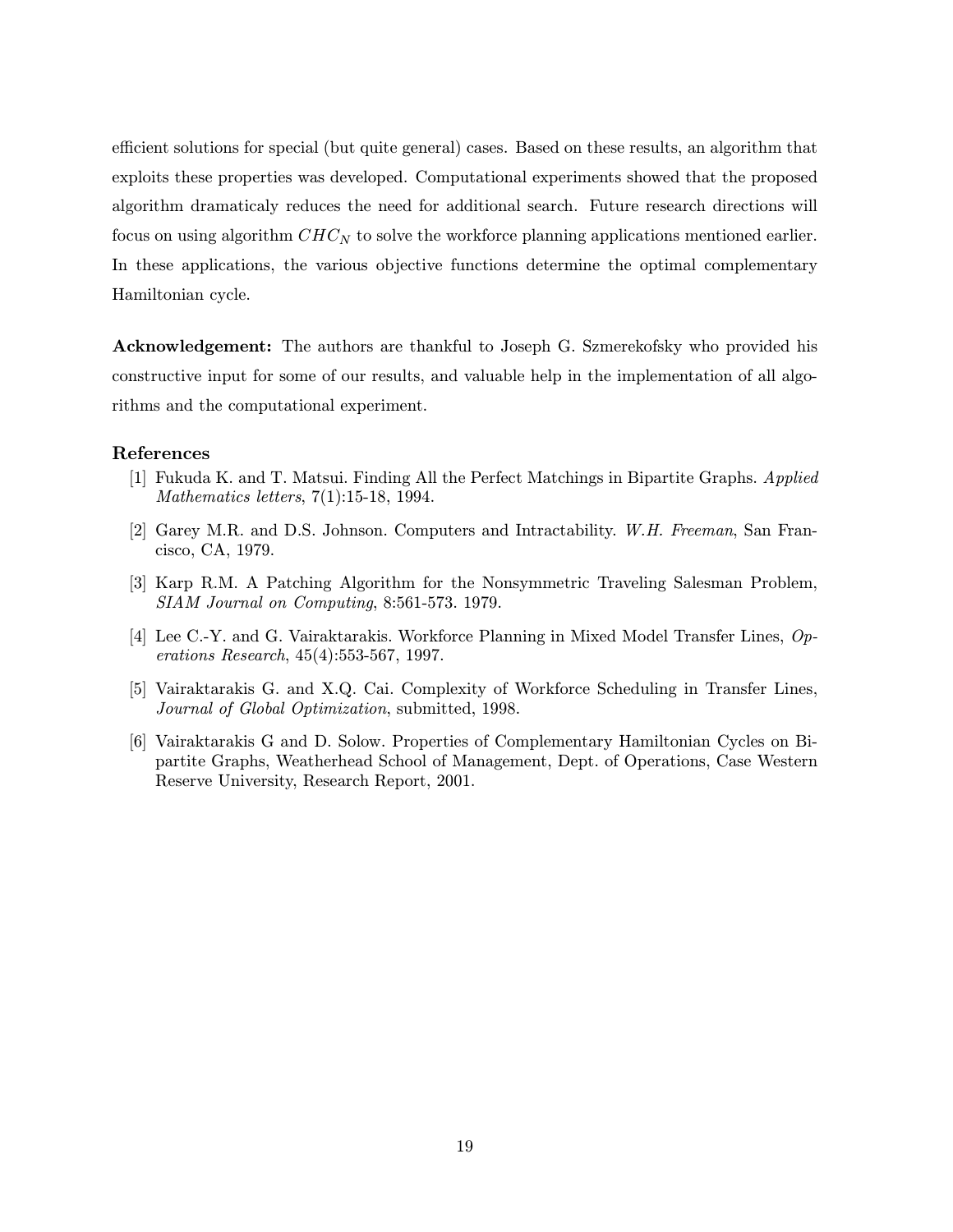efficient solutions for special (but quite general) cases. Based on these results, an algorithm that exploits these properties was developed. Computational experiments showed that the proposed algorithm dramaticaly reduces the need for additional search. Future research directions will focus on using algorithm $CHC_N$ to solve the workforce planning applications mentioned earlier. In these applications, the various objective functions determine the optimal complementary Hamiltonian cycle.

**Acknowledgement:** The authors are thankful to Joseph G. Szmerekofsky who provided his constructive input for some of our results, and valuable help in the implementation of all algorithms and the computational experiment.

## References

[1] Fukuda K. and T. Matsui. Finding All the Perfect Matchings in Bipartite Graphs. *Applied Mathematics letters*, 7(1):15-18, 1994.

[2] Garey M.R. and D.S. Johnson. Computers and Intractability. *W.H. Freeman*, San Francisco, CA, 1979.

[3] Karp R.M. A Patching Algorithm for the Nonsymmetric Traveling Salesman Problem, *SIAM Journal on Computing*, 8:561-573. 1979.

[4] Lee C.-Y. and G. Vairaktarakis. Workforce Planning in Mixed Model Transfer Lines, *Operations Research*, 45(4):553-567, 1997.

[5] Vairaktarakis G. and X.Q. Cai. Complexity of Workforce Scheduling in Transfer Lines, *Journal of Global Optimization*, submitted, 1998.

[6] Vairaktarakis G and D. Solow. Properties of Complementary Hamiltonian Cycles on Bipartite Graphs, Weatherhead School of Management, Dept. of Operations, Case Western Reserve University, Research Report, 2001.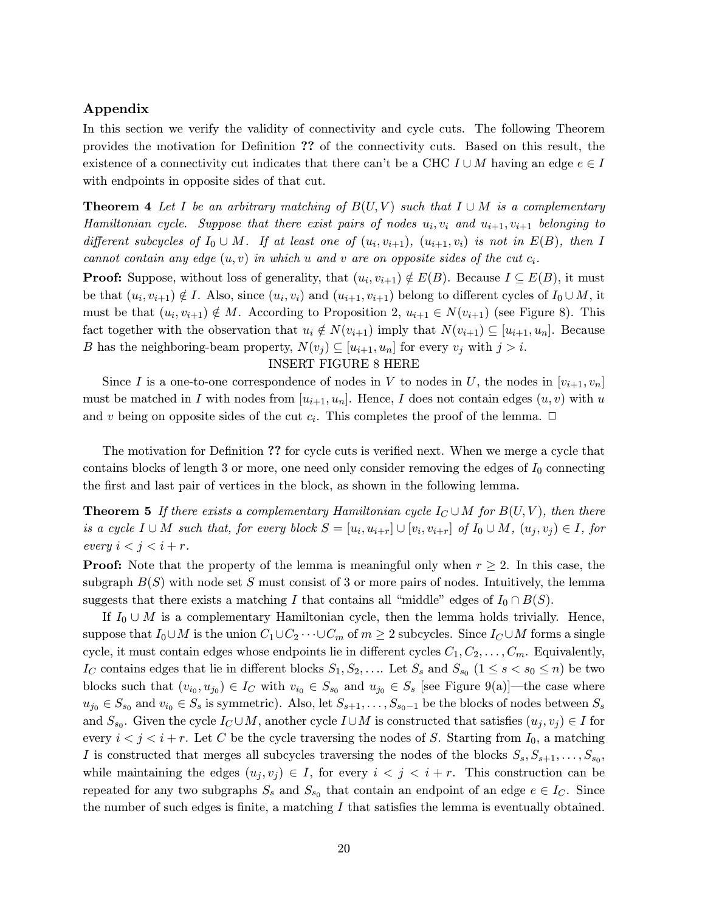## Appendix

In this section we verify the validity of connectivity and cycle cuts. The following Theorem provides the motivation for Definition **??** of the connectivity cuts. Based on this result, the existence of a connectivity cut indicates that there can't be a CHC $I \cup M$ having an edge $e \in I$ with endpoints in opposite sides of that cut.

**Theorem 4** *Let $I$ be an arbitrary matching of $B(U,V)$ such that $I \cup M$ is a complementary Hamiltonian cycle. Suppose that there exist pairs of nodes $u_i, v_i$ and $u_{i+1}, v_{i+1}$ belonging to different subcycles of $I_0 \cup M$. If at least one of $(u_i, v_{i+1})$, $(u_{i+1}, v_i)$ is not in $E(B)$, then $I$ cannot contain any edge $(u, v)$ in which $u$ and $v$ are on opposite sides of the cut $c_i$.*

**Proof:** Suppose, without loss of generality, that $(u_i, v_{i+1}) \notin E(B)$. Because $I \subseteq E(B)$, it must be that $(u_i, v_{i+1}) \notin I$. Also, since $(u_i, v_i)$ and $(u_{i+1}, v_{i+1})$ belong to different cycles of $I_0 \cup M$, it must be that $(u_i, v_{i+1}) \notin M$. According to Proposition 2, $u_{i+1} \in N(v_{i+1})$ (see Figure 8). This fact together with the observation that $u_i \notin N(v_{i+1})$ imply that $N(v_{i+1}) \subseteq [u_{i+1}, u_n]$. Because $B$ has the neighboring-beam property, $N(v_j) \subseteq [u_{i+1}, u_n]$ for every $v_j$ with $j > i$.

INSERT FIGURE 8 HERE

Since $I$ is a one-to-one correspondence of nodes in $V$ to nodes in $U$, the nodes in $[v_{i+1}, v_n]$ must be matched in $I$ with nodes from $[u_{i+1}, u_n]$. Hence, $I$ does not contain edges $(u, v)$ with $u$ and $v$ being on opposite sides of the cut $c_i$. This completes the proof of the lemma. $\square$

The motivation for Definition **??** for cycle cuts is verified next. When we merge a cycle that contains blocks of length 3 or more, one need only consider removing the edges of $I_0$ connecting the first and last pair of vertices in the block, as shown in the following lemma.

**Theorem 5** *If there exists a complementary Hamiltonian cycle $I_C \cup M$ for $B(U,V)$, then there is a cycle $I \cup M$ such that, for every block $S = [u_i, u_{i+r}] \cup [v_i, v_{i+r}]$ of $I_0 \cup M$, $(u_j, v_j) \in I$, for every $i < j < i + r$.*

**Proof:** Note that the property of the lemma is meaningful only when $r \geq 2$. In this case, the subgraph $B(S)$ with node set $S$ must consist of 3 or more pairs of nodes. Intuitively, the lemma suggests that there exists a matching $I$ that contains all "middle" edges of $I_0 \cap B(S)$.

If $I_0 \cup M$ is a complementary Hamiltonian cycle, then the lemma holds trivially. Hence, suppose that $I_0 \cup M$ is the union $C_1 \cup C_2 \cdots \cup C_m$ of $m \geq 2$ subcycles. Since $I_C \cup M$ forms a single cycle, it must contain edges whose endpoints lie in different cycles $C_1, C_2, \ldots, C_m$. Equivalently, $I_C$ contains edges that lie in different blocks $S_1, S_2, \ldots$. Let $S_s$ and $S_{s_0}$ ($1 \leq s < s_0 \leq n$) be two blocks such that $(v_{i_0}, u_{j_0}) \in I_C$ with $v_{i_0} \in S_{s_0}$ and $u_{j_0} \in S_s$ [see Figure 9(a)]—the case where $u_{j_0} \in S_{s_0}$ and $v_{i_0} \in S_s$ is symmetric). Also, let $S_{s+1}, \ldots, S_{s_0-1}$ be the blocks of nodes between $S_s$ and $S_{s_0}$. Given the cycle $I_C \cup M$, another cycle $I \cup M$ is constructed that satisfies $(u_j, v_j) \in I$ for every $i < j < i + r$. Let $C$ be the cycle traversing the nodes of $S$. Starting from $I_0$, a matching $I$ is constructed that merges all subcycles traversing the nodes of the blocks $S_s, S_{s+1}, \ldots, S_{s_0}$, while maintaining the edges $(u_j, v_j) \in I$, for every $i < j < i + r$. This construction can be repeated for any two subgraphs $S_s$ and $S_{s_0}$ that contain an endpoint of an edge $e \in I_C$. Since the number of such edges is finite, a matching $I$ that satisfies the lemma is eventually obtained.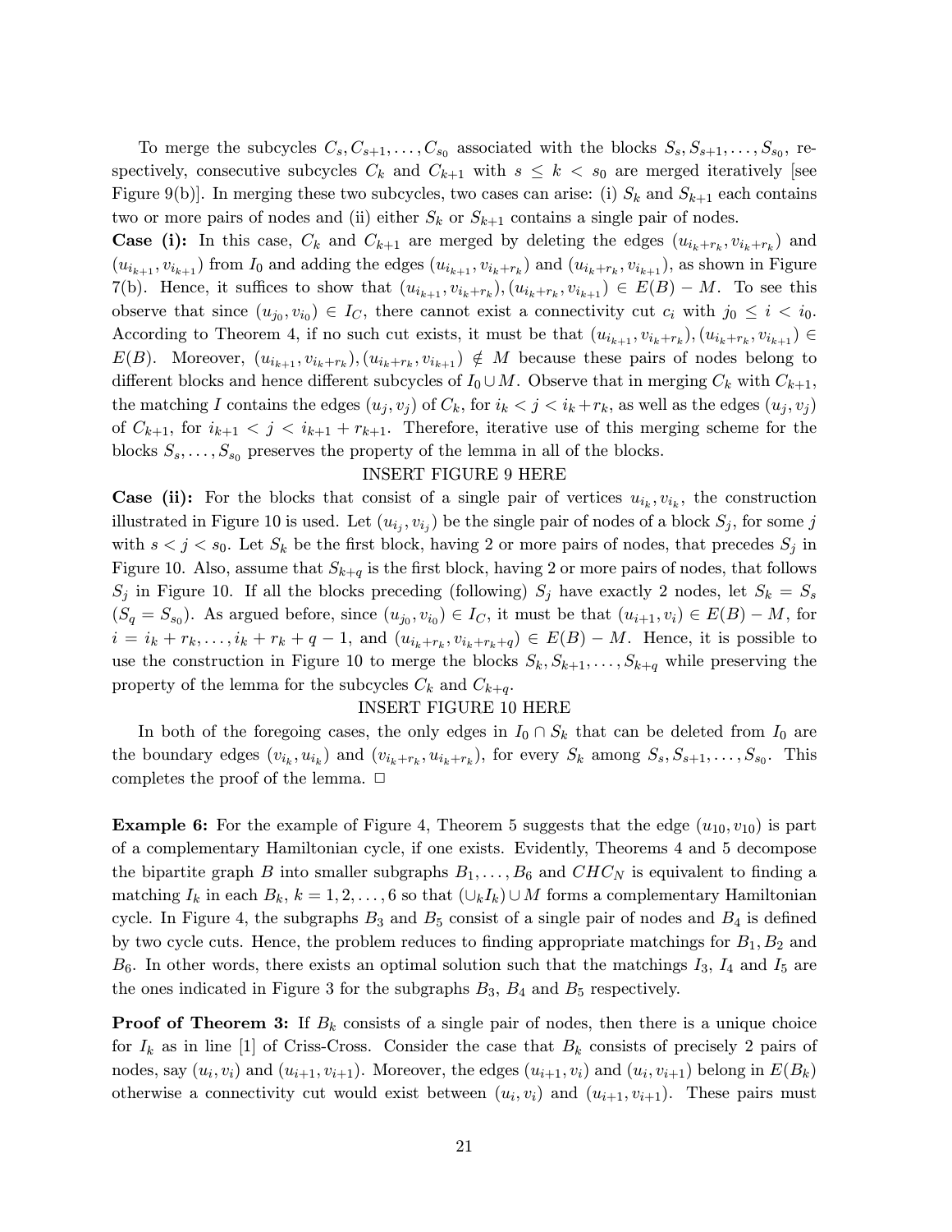To merge the subcycles $C_s, C_{s+1}, \ldots, C_{s_0}$ associated with the blocks $S_s, S_{s+1}, \ldots, S_{s_0}$, respectively, consecutive subcycles $C_k$ and $C_{k+1}$ with $s \leq k < s_0$ are merged iteratively [see Figure 9(b)]. In merging these two subcycles, two cases can arise: (i) $S_k$ and $S_{k+1}$ each contains two or more pairs of nodes and (ii) either $S_k$ or $S_{k+1}$ contains a single pair of nodes.

**Case (i):** In this case, $C_k$ and $C_{k+1}$ are merged by deleting the edges $(u_{i_k+r_k}, v_{i_k+r_k})$ and $(u_{i_{k+1}}, v_{i_{k+1}})$ from $I_0$ and adding the edges $(u_{i_{k+1}}, v_{i_k+r_k})$ and $(u_{i_k+r_k}, v_{i_{k+1}})$, as shown in Figure 7(b). Hence, it suffices to show that $(u_{i_{k+1}}, v_{i_k+r_k}), (u_{i_k+r_k}, v_{i_{k+1}}) \in E(B) - M$. To see this observe that since $(u_{j_0}, v_{i_0}) \in I_C$, there cannot exist a connectivity cut $c_i$ with $j_0 \leq i < i_0$. According to Theorem 4, if no such cut exists, it must be that $(u_{i_{k+1}}, v_{i_k+r_k}), (u_{i_k+r_k}, v_{i_{k+1}}) \in E(B)$. Moreover, $(u_{i_{k+1}}, v_{i_k+r_k}), (u_{i_k+r_k}, v_{i_{k+1}}) \notin M$ because these pairs of nodes belong to different blocks and hence different subcycles of $I_0 \cup M$. Observe that in merging $C_k$ with $C_{k+1}$, the matching $I$ contains the edges $(u_j, v_j)$ of $C_k$, for $i_k < j < i_k + r_k$, as well as the edges $(u_j, v_j)$ of $C_{k+1}$, for $i_{k+1} < j < i_{k+1} + r_{k+1}$. Therefore, iterative use of this merging scheme for the blocks $S_s, \ldots, S_{s_0}$ preserves the property of the lemma in all of the blocks.

INSERT FIGURE 9 HERE

**Case (ii):** For the blocks that consist of a single pair of vertices $u_{i_k}, v_{i_k}$, the construction illustrated in Figure 10 is used. Let $(u_{i_j}, v_{i_j})$ be the single pair of nodes of a block $S_j$, for some $j$ with $s < j < s_0$. Let $S_k$ be the first block, having 2 or more pairs of nodes, that precedes $S_j$ in Figure 10. Also, assume that $S_{k+q}$ is the first block, having 2 or more pairs of nodes, that follows $S_j$ in Figure 10. If all the blocks preceding (following) $S_j$ have exactly 2 nodes, let $S_k = S_s$ ($S_q = S_{s_0}$). As argued before, since $(u_{j_0}, v_{i_0}) \in I_C$, it must be that $(u_{i+1}, v_i) \in E(B) - M$, for $i = i_k + r_k, \ldots, i_k + r_k + q - 1$, and $(u_{i_k+r_k}, v_{i_k+r_k+q}) \in E(B) - M$. Hence, it is possible to use the construction in Figure 10 to merge the blocks $S_k, S_{k+1}, \ldots, S_{k+q}$ while preserving the property of the lemma for the subcycles $C_k$ and $C_{k+q}$.

INSERT FIGURE 10 HERE

In both of the foregoing cases, the only edges in $I_0 \cap S_k$ that can be deleted from $I_0$ are the boundary edges $(v_{i_k}, u_{i_k})$ and $(v_{i_k+r_k}, u_{i_k+r_k})$, for every $S_k$ among $S_s, S_{s+1}, \ldots, S_{s_0}$. This completes the proof of the lemma. $\Box$

**Example 6:** For the example of Figure 4, Theorem 5 suggests that the edge $(u_{10}, v_{10})$ is part of a complementary Hamiltonian cycle, if one exists. Evidently, Theorems 4 and 5 decompose the bipartite graph $B$ into smaller subgraphs $B_1, \ldots, B_6$ and $CHC_N$ is equivalent to finding a matching $I_k$ in each $B_k$, $k = 1, 2, \ldots, 6$ so that $(\cup_k I_k) \cup M$ forms a complementary Hamiltonian cycle. In Figure 4, the subgraphs $B_3$ and $B_5$ consist of a single pair of nodes and $B_4$ is defined by two cycle cuts. Hence, the problem reduces to finding appropriate matchings for $B_1, B_2$ and $B_6$. In other words, there exists an optimal solution such that the matchings $I_3$, $I_4$ and $I_5$ are the ones indicated in Figure 3 for the subgraphs $B_3$, $B_4$ and $B_5$ respectively.

**Proof of Theorem 3:** If $B_k$ consists of a single pair of nodes, then there is a unique choice for $I_k$ as in line [1] of Criss-Cross. Consider the case that $B_k$ consists of precisely 2 pairs of nodes, say $(u_i, v_i)$ and $(u_{i+1}, v_{i+1})$. Moreover, the edges $(u_{i+1}, v_i)$ and $(u_i, v_{i+1})$ belong in $E(B_k)$ otherwise a connectivity cut would exist between $(u_i, v_i)$ and $(u_{i+1}, v_{i+1})$. These pairs must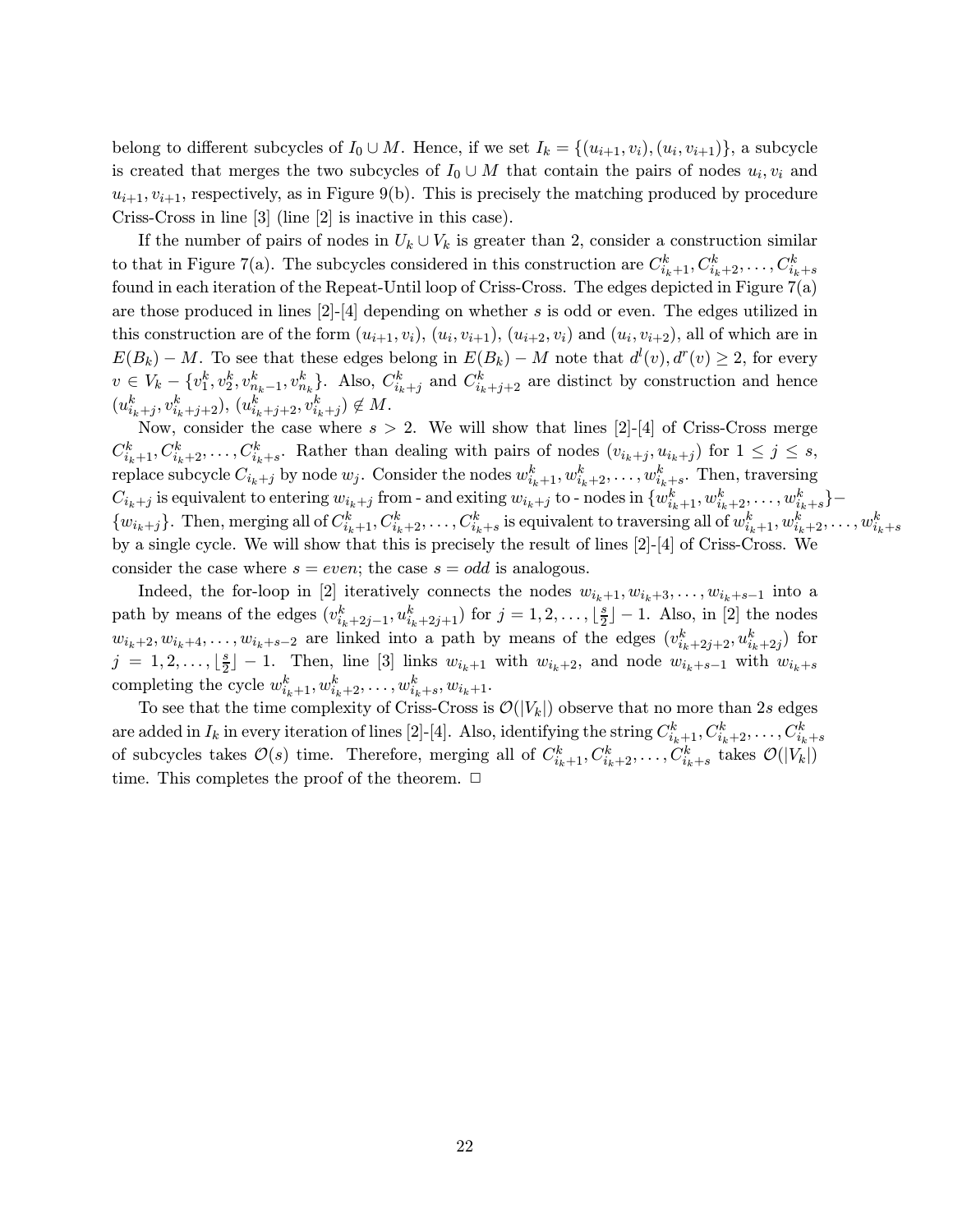belong to different subcycles of $I_0 \cup M$. Hence, if we set $I_k = \{(u_{i+1}, v_i), (u_i, v_{i+1})\}$, a subcycle is created that merges the two subcycles of $I_0 \cup M$ that contain the pairs of nodes $u_i, v_i$ and $u_{i+1}, v_{i+1}$, respectively, as in Figure 9(b). This is precisely the matching produced by procedure Criss-Cross in line [3] (line [2] is inactive in this case).

If the number of pairs of nodes in $U_k \cup V_k$ is greater than 2, consider a construction similar to that in Figure 7(a). The subcycles considered in this construction are $C^k_{i_k+1}, C^k_{i_k+2}, \ldots, C^k_{i_k+s}$ found in each iteration of the Repeat-Until loop of Criss-Cross. The edges depicted in Figure 7(a) are those produced in lines [2]-[4] depending on whether $s$ is odd or even. The edges utilized in this construction are of the form $(u_{i+1}, v_i)$, $(u_i, v_{i+1})$, $(u_{i+2}, v_i)$ and $(u_i, v_{i+2})$, all of which are in $E(B_k) - M$. To see that these edges belong in $E(B_k) - M$ note that $d^l(v), d^r(v) \geq 2$, for every $v \in V_k - \{v^k_1, v^k_2, v^k_{n_k-1}, v^k_{n_k}\}$. Also, $C^k_{i_k+j}$ and $C^k_{i_k+j+2}$ are distinct by construction and hence $(u^k_{i_k+j}, v^k_{i_k+j+2})$, $(u^k_{i_k+j+2}, v^k_{i_k+j}) \notin M$.

Now, consider the case where $s > 2$. We will show that lines [2]-[4] of Criss-Cross merge $C^k_{i_k+1}, C^k_{i_k+2}, \ldots, C^k_{i_k+s}$. Rather than dealing with pairs of nodes $(v_{i_k+j}, u_{i_k+j})$ for $1 \leq j \leq s$, replace subcycle $C_{i_k+j}$ by node $w_j$. Consider the nodes $w^k_{i_k+1}, w^k_{i_k+2}, \ldots, w^k_{i_k+s}$. Then, traversing $C_{i_k+j}$ is equivalent to entering $w_{i_k+j}$ from - and exiting $w_{i_k+j}$ to - nodes in $\{w^k_{i_k+1}, w^k_{i_k+2}, \ldots, w^k_{i_k+s}\} - \{w_{i_k+j}\}$. Then, merging all of $C^k_{i_k+1}, C^k_{i_k+2}, \ldots, C^k_{i_k+s}$ is equivalent to traversing all of $w^k_{i_k+1}, w^k_{i_k+2}, \ldots, w^k_{i_k+s}$ by a single cycle. We will show that this is precisely the result of lines [2]-[4] of Criss-Cross. We consider the case where $s = even$; the case $s = odd$ is analogous.

Indeed, the for-loop in [2] iteratively connects the nodes $w_{i_k+1}, w_{i_k+3}, \ldots, w_{i_k+s-1}$ into a path by means of the edges $(v^k_{i_k+2j-1}, u^k_{i_k+2j+1})$ for $j = 1, 2, \ldots, \lfloor \frac{s}{2} \rfloor - 1$. Also, in [2] the nodes $w_{i_k+2}, w_{i_k+4}, \ldots, w_{i_k+s-2}$ are linked into a path by means of the edges $(v^k_{i_k+2j+2}, u^k_{i_k+2j})$ for $j = 1, 2, \ldots, \lfloor \frac{s}{2} \rfloor - 1$. Then, line [3] links $w_{i_k+1}$ with $w_{i_k+2}$, and node $w_{i_k+s-1}$ with $w_{i_k+s}$ completing the cycle $w^k_{i_k+1}, w^k_{i_k+2}, \ldots, w^k_{i_k+s}, w_{i_k+1}$.

To see that the time complexity of Criss-Cross is $\mathcal{O}(|V_k|)$ observe that no more than $2s$ edges are added in $I_k$ in every iteration of lines [2]-[4]. Also, identifying the string $C^k_{i_k+1}, C^k_{i_k+2}, \ldots, C^k_{i_k+s}$ of subcycles takes $\mathcal{O}(s)$ time. Therefore, merging all of $C^k_{i_k+1}, C^k_{i_k+2}, \ldots, C^k_{i_k+s}$ takes $\mathcal{O}(|V_k|)$ time. This completes the proof of the theorem. □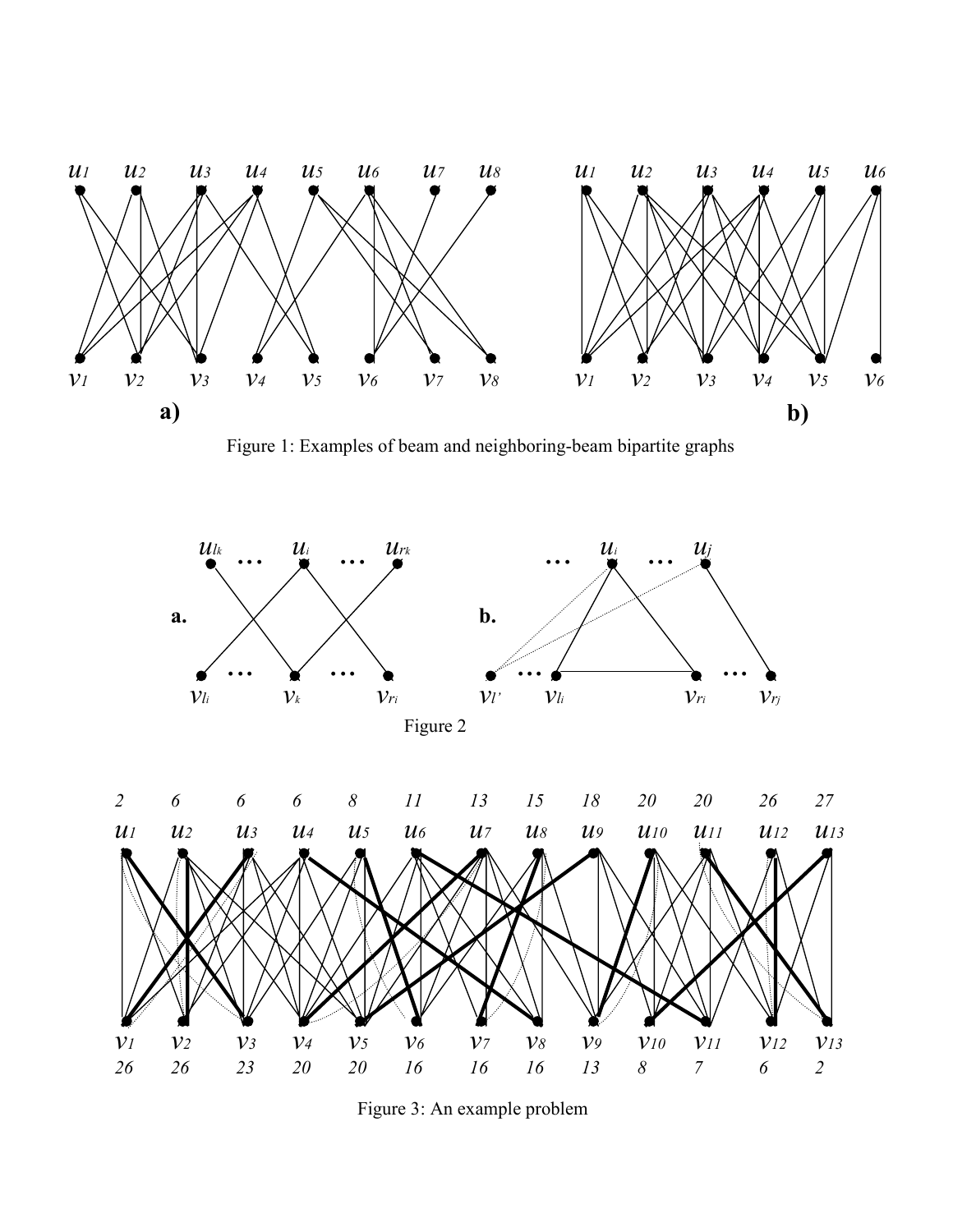Figure 1: Examples of beam and neighboring-beam bipartite graphs

Figure 2

Figure 3: An example problem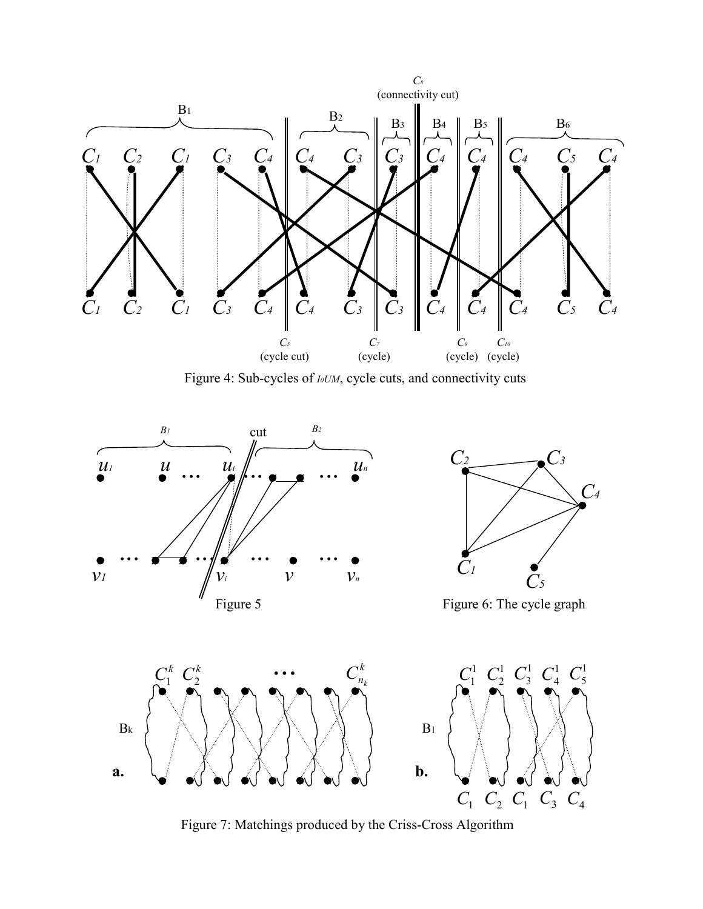Figure 4: Sub-cycles of $I_0UM$, cycle cuts, and connectivity cuts

Figure 5

Figure 6: The cycle graph

Figure 7: Matchings produced by the Criss-Cross Algorithm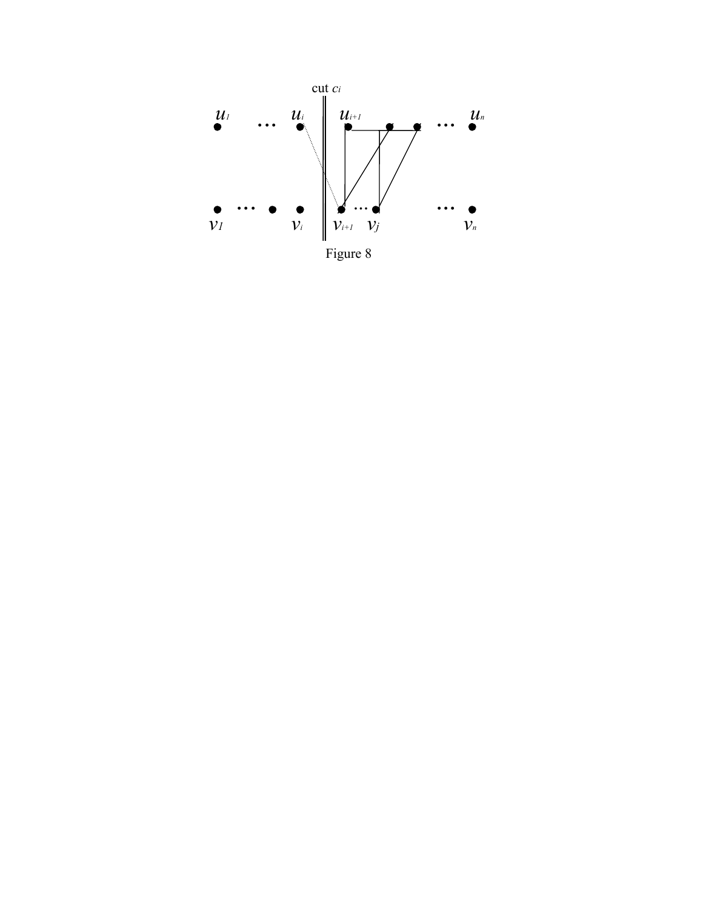cut $c_i$

$u_1$ … $u_i$ $u_{i+1}$ … $u_n$

$v_1$ … $v_i$ $v_{i+1}$ … $v_j$ … $v_n$

Figure 8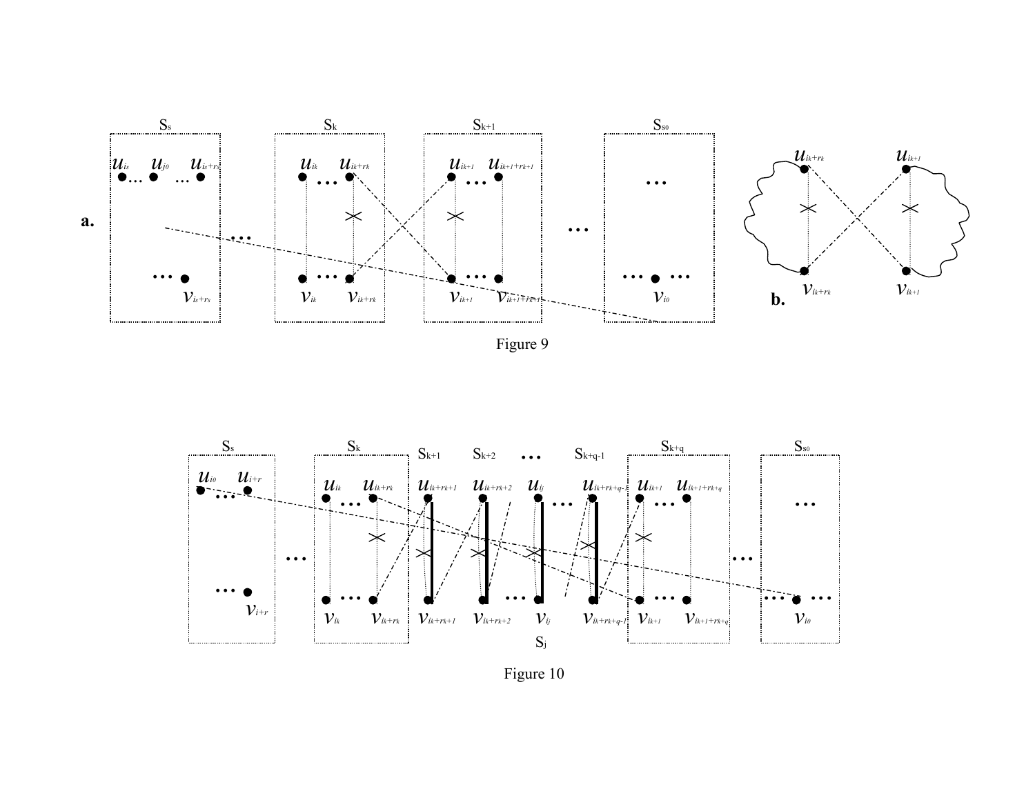Figure 9

Figure 10